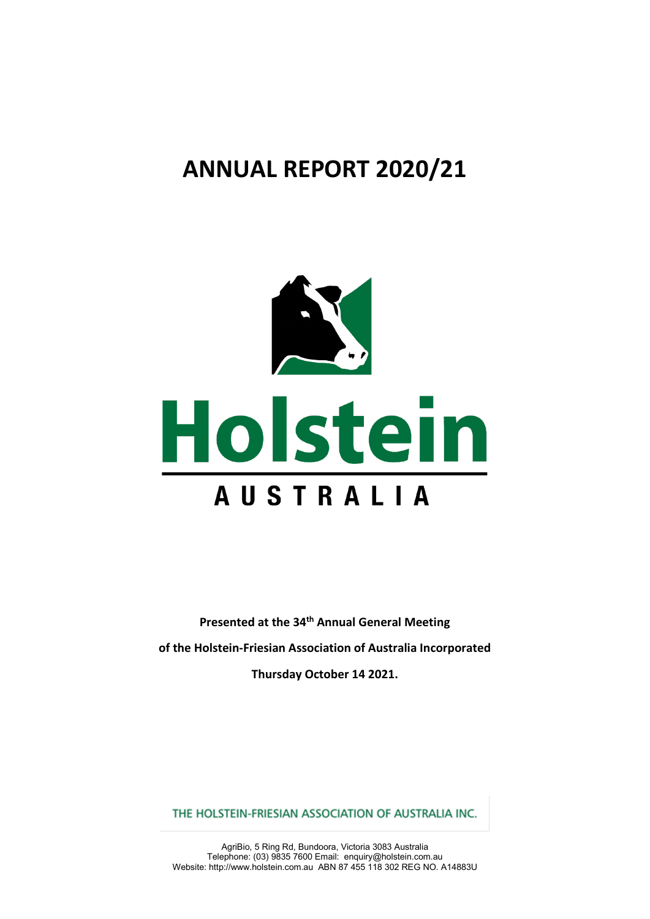# ANNUAL REPORT 2020/21

Holstein

AUSTRALIA

**Presented at the 34th Annual General Meeting**

**of the Holstein-Friesian Association of Australia Incorporated**

**Thursday October 14 2021.**

THE HOLSTEIN-FRIESIAN ASSOCIATION OF AUSTRALIA INC.

AgriBio, 5 Ring Rd, Bundoora, Victoria 3083 Australia
Telephone: (03) 9835 7600 Email: enquiry@holstein.com.au
Website: http://www.holstein.com.au ABN 87 455 118 302 REG NO. A14883U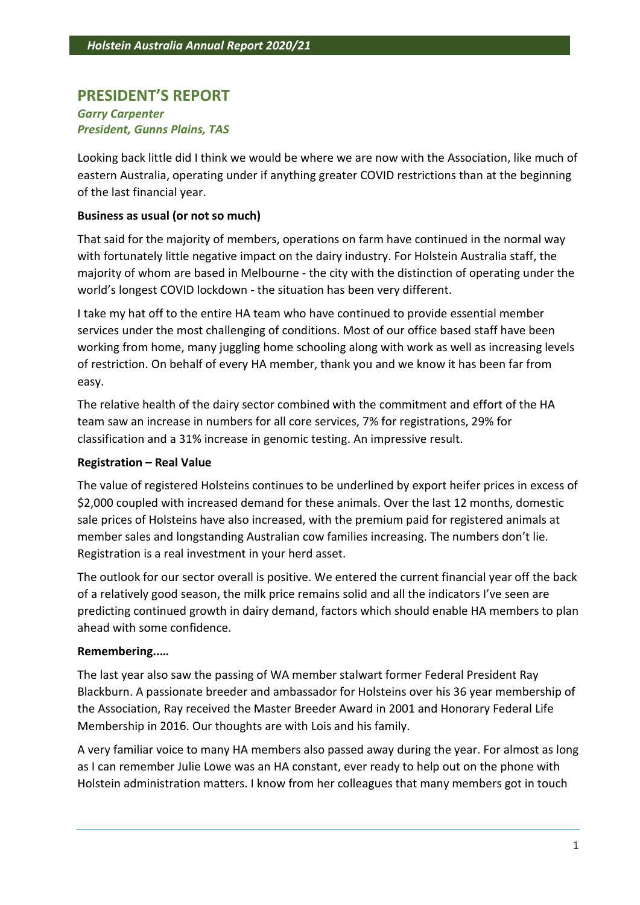## PRESIDENT'S REPORT

***Garry Carpenter***
***President, Gunns Plains, TAS***

Looking back little did I think we would be where we are now with the Association, like much of eastern Australia, operating under if anything greater COVID restrictions than at the beginning of the last financial year.

**Business as usual (or not so much)**

That said for the majority of members, operations on farm have continued in the normal way with fortunately little negative impact on the dairy industry. For Holstein Australia staff, the majority of whom are based in Melbourne - the city with the distinction of operating under the world's longest COVID lockdown - the situation has been very different.

I take my hat off to the entire HA team who have continued to provide essential member services under the most challenging of conditions. Most of our office based staff have been working from home, many juggling home schooling along with work as well as increasing levels of restriction. On behalf of every HA member, thank you and we know it has been far from easy.

The relative health of the dairy sector combined with the commitment and effort of the HA team saw an increase in numbers for all core services, 7% for registrations, 29% for classification and a 31% increase in genomic testing. An impressive result.

**Registration – Real Value**

The value of registered Holsteins continues to be underlined by export heifer prices in excess of $2,000 coupled with increased demand for these animals. Over the last 12 months, domestic sale prices of Holsteins have also increased, with the premium paid for registered animals at member sales and longstanding Australian cow families increasing. The numbers don't lie. Registration is a real investment in your herd asset.

The outlook for our sector overall is positive. We entered the current financial year off the back of a relatively good season, the milk price remains solid and all the indicators I've seen are predicting continued growth in dairy demand, factors which should enable HA members to plan ahead with some confidence.

**Remembering.….**

The last year also saw the passing of WA member stalwart former Federal President Ray Blackburn. A passionate breeder and ambassador for Holsteins over his 36 year membership of the Association, Ray received the Master Breeder Award in 2001 and Honorary Federal Life Membership in 2016. Our thoughts are with Lois and his family.

A very familiar voice to many HA members also passed away during the year. For almost as long as I can remember Julie Lowe was an HA constant, ever ready to help out on the phone with Holstein administration matters. I know from her colleagues that many members got in touch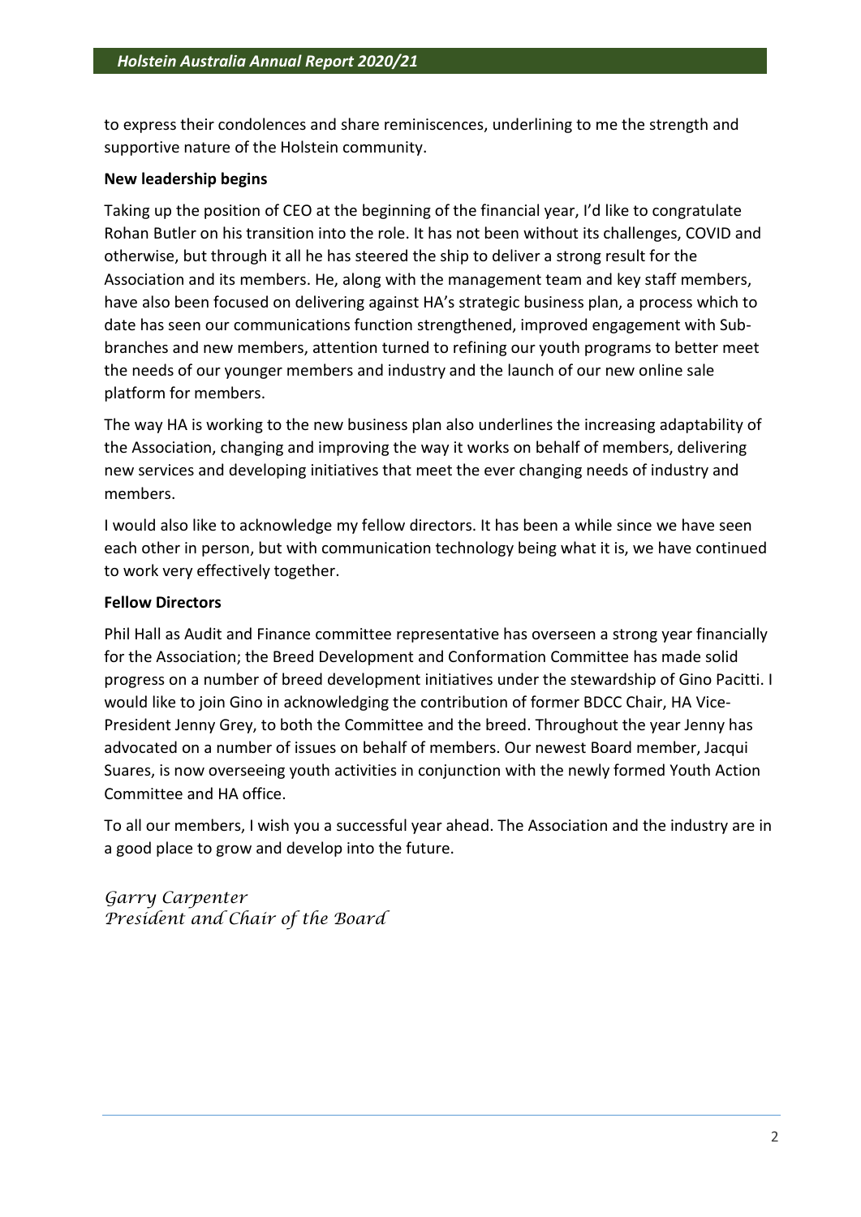to express their condolences and share reminiscences, underlining to me the strength and supportive nature of the Holstein community.

**New leadership begins**

Taking up the position of CEO at the beginning of the financial year, I'd like to congratulate Rohan Butler on his transition into the role. It has not been without its challenges, COVID and otherwise, but through it all he has steered the ship to deliver a strong result for the Association and its members. He, along with the management team and key staff members, have also been focused on delivering against HA's strategic business plan, a process which to date has seen our communications function strengthened, improved engagement with Sub-branches and new members, attention turned to refining our youth programs to better meet the needs of our younger members and industry and the launch of our new online sale platform for members.

The way HA is working to the new business plan also underlines the increasing adaptability of the Association, changing and improving the way it works on behalf of members, delivering new services and developing initiatives that meet the ever changing needs of industry and members.

I would also like to acknowledge my fellow directors. It has been a while since we have seen each other in person, but with communication technology being what it is, we have continued to work very effectively together.

**Fellow Directors**

Phil Hall as Audit and Finance committee representative has overseen a strong year financially for the Association; the Breed Development and Conformation Committee has made solid progress on a number of breed development initiatives under the stewardship of Gino Pacitti. I would like to join Gino in acknowledging the contribution of former BDCC Chair, HA Vice-President Jenny Grey, to both the Committee and the breed. Throughout the year Jenny has advocated on a number of issues on behalf of members. Our newest Board member, Jacqui Suares, is now overseeing youth activities in conjunction with the newly formed Youth Action Committee and HA office.

To all our members, I wish you a successful year ahead. The Association and the industry are in a good place to grow and develop into the future.

*Garry Carpenter*
*President and Chair of the Board*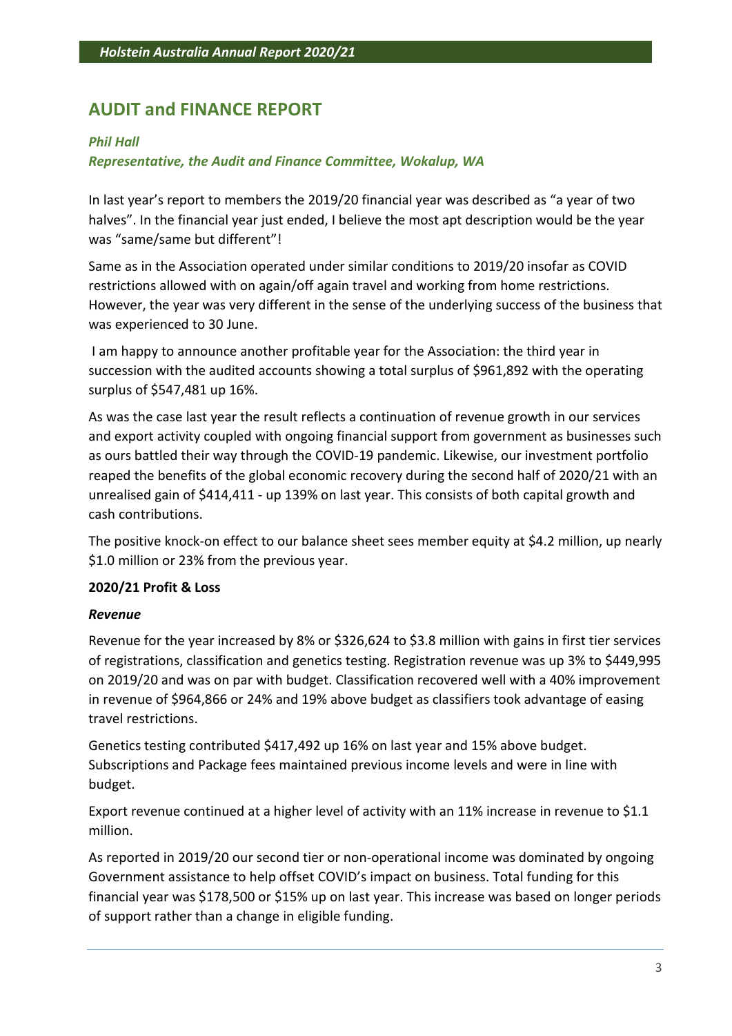# AUDIT and FINANCE REPORT

***Phil Hall***
***Representative, the Audit and Finance Committee, Wokalup, WA***

In last year's report to members the 2019/20 financial year was described as "a year of two halves". In the financial year just ended, I believe the most apt description would be the year was "same/same but different"!

Same as in the Association operated under similar conditions to 2019/20 insofar as COVID restrictions allowed with on again/off again travel and working from home restrictions. However, the year was very different in the sense of the underlying success of the business that was experienced to 30 June.

I am happy to announce another profitable year for the Association: the third year in succession with the audited accounts showing a total surplus of $961,892 with the operating surplus of $547,481 up 16%.

As was the case last year the result reflects a continuation of revenue growth in our services and export activity coupled with ongoing financial support from government as businesses such as ours battled their way through the COVID-19 pandemic. Likewise, our investment portfolio reaped the benefits of the global economic recovery during the second half of 2020/21 with an unrealised gain of $414,411 - up 139% on last year. This consists of both capital growth and cash contributions.

The positive knock-on effect to our balance sheet sees member equity at $4.2 million, up nearly $1.0 million or 23% from the previous year.

**2020/21 Profit & Loss**

***Revenue***

Revenue for the year increased by 8% or $326,624 to $3.8 million with gains in first tier services of registrations, classification and genetics testing. Registration revenue was up 3% to $449,995 on 2019/20 and was on par with budget. Classification recovered well with a 40% improvement in revenue of $964,866 or 24% and 19% above budget as classifiers took advantage of easing travel restrictions.

Genetics testing contributed $417,492 up 16% on last year and 15% above budget. Subscriptions and Package fees maintained previous income levels and were in line with budget.

Export revenue continued at a higher level of activity with an 11% increase in revenue to $1.1 million.

As reported in 2019/20 our second tier or non-operational income was dominated by ongoing Government assistance to help offset COVID's impact on business. Total funding for this financial year was $178,500 or $15% up on last year. This increase was based on longer periods of support rather than a change in eligible funding.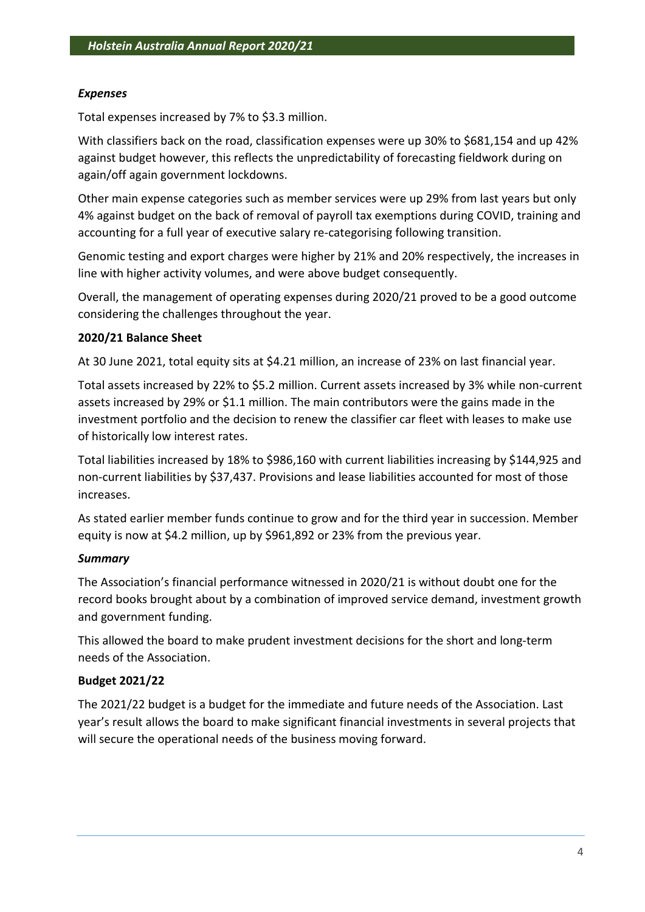### *Expenses*

Total expenses increased by 7% to $3.3 million.

With classifiers back on the road, classification expenses were up 30% to $681,154 and up 42% against budget however, this reflects the unpredictability of forecasting fieldwork during on again/off again government lockdowns.

Other main expense categories such as member services were up 29% from last years but only 4% against budget on the back of removal of payroll tax exemptions during COVID, training and accounting for a full year of executive salary re-categorising following transition.

Genomic testing and export charges were higher by 21% and 20% respectively, the increases in line with higher activity volumes, and were above budget consequently.

Overall, the management of operating expenses during 2020/21 proved to be a good outcome considering the challenges throughout the year.

### **2020/21 Balance Sheet**

At 30 June 2021, total equity sits at $4.21 million, an increase of 23% on last financial year.

Total assets increased by 22% to $5.2 million. Current assets increased by 3% while non-current assets increased by 29% or $1.1 million. The main contributors were the gains made in the investment portfolio and the decision to renew the classifier car fleet with leases to make use of historically low interest rates.

Total liabilities increased by 18% to $986,160 with current liabilities increasing by $144,925 and non-current liabilities by $37,437. Provisions and lease liabilities accounted for most of those increases.

As stated earlier member funds continue to grow and for the third year in succession. Member equity is now at $4.2 million, up by $961,892 or 23% from the previous year.

### *Summary*

The Association's financial performance witnessed in 2020/21 is without doubt one for the record books brought about by a combination of improved service demand, investment growth and government funding.

This allowed the board to make prudent investment decisions for the short and long-term needs of the Association.

### **Budget 2021/22**

The 2021/22 budget is a budget for the immediate and future needs of the Association. Last year's result allows the board to make significant financial investments in several projects that will secure the operational needs of the business moving forward.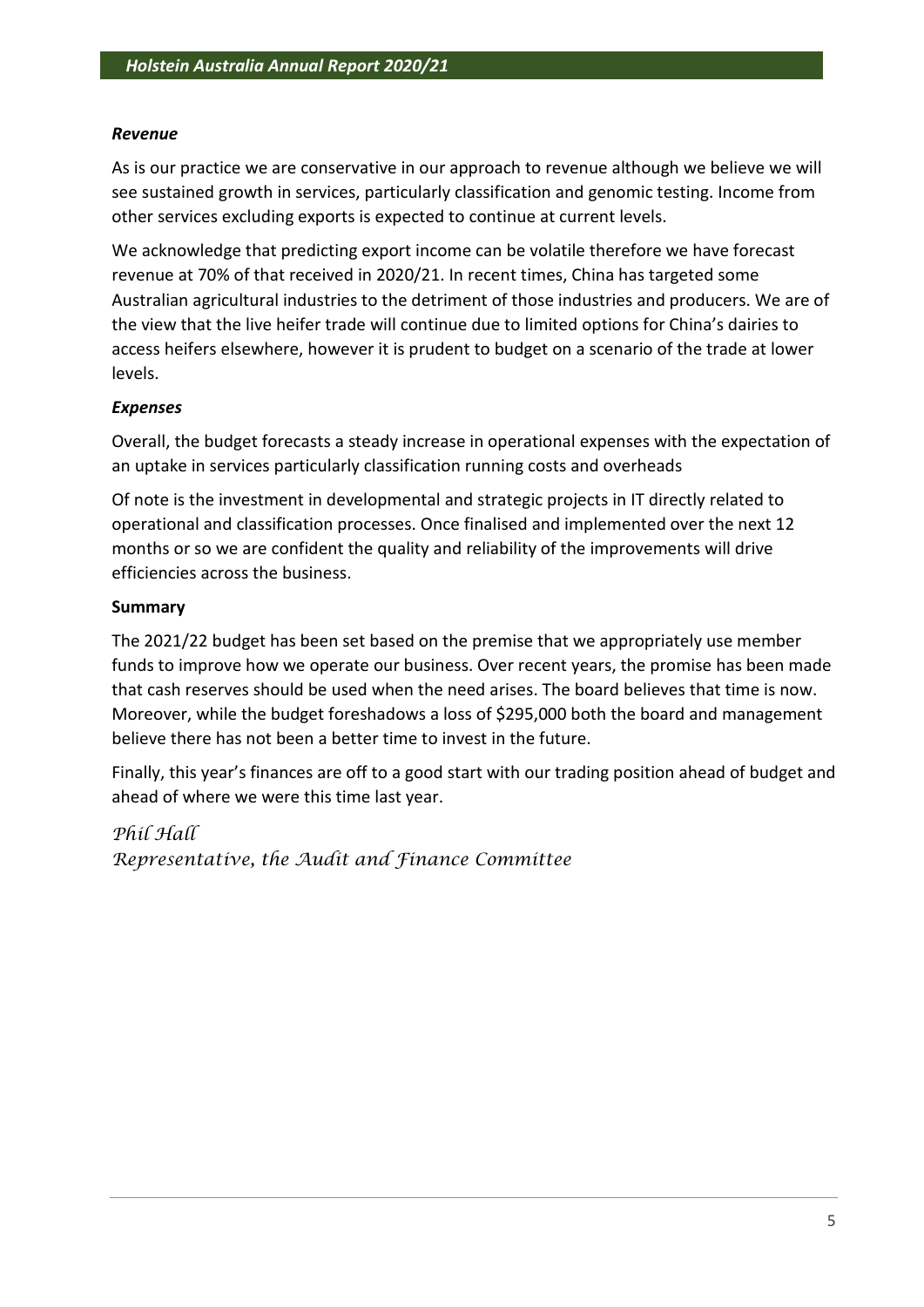### *Revenue*

As is our practice we are conservative in our approach to revenue although we believe we will see sustained growth in services, particularly classification and genomic testing. Income from other services excluding exports is expected to continue at current levels.

We acknowledge that predicting export income can be volatile therefore we have forecast revenue at 70% of that received in 2020/21. In recent times, China has targeted some Australian agricultural industries to the detriment of those industries and producers. We are of the view that the live heifer trade will continue due to limited options for China's dairies to access heifers elsewhere, however it is prudent to budget on a scenario of the trade at lower levels.

### *Expenses*

Overall, the budget forecasts a steady increase in operational expenses with the expectation of an uptake in services particularly classification running costs and overheads

Of note is the investment in developmental and strategic projects in IT directly related to operational and classification processes. Once finalised and implemented over the next 12 months or so we are confident the quality and reliability of the improvements will drive efficiencies across the business.

### Summary

The 2021/22 budget has been set based on the premise that we appropriately use member funds to improve how we operate our business. Over recent years, the promise has been made that cash reserves should be used when the need arises. The board believes that time is now. Moreover, while the budget foreshadows a loss of $295,000 both the board and management believe there has not been a better time to invest in the future.

Finally, this year's finances are off to a good start with our trading position ahead of budget and ahead of where we were this time last year.

*Phil Hall*
*Representative, the Audit and Finance Committee*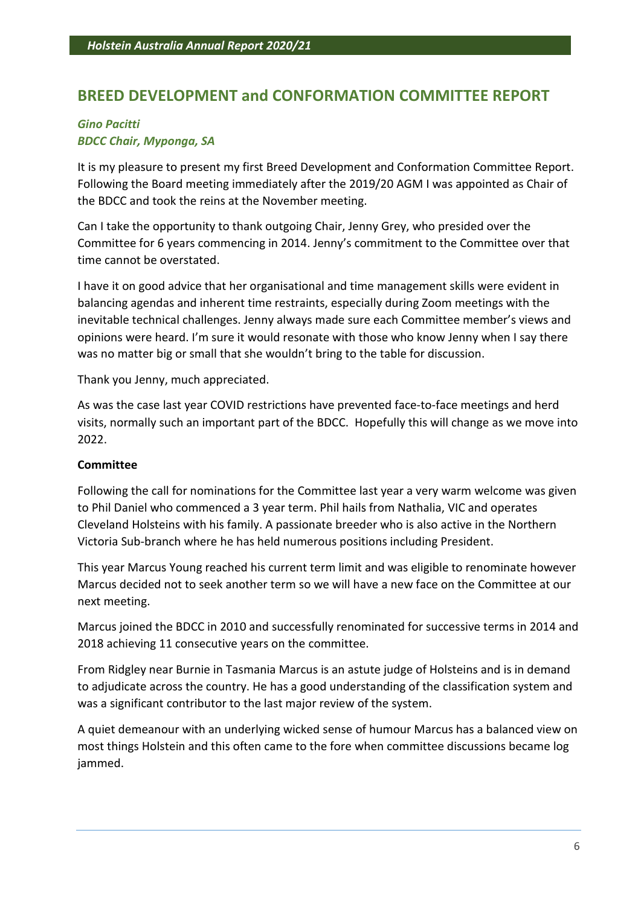## BREED DEVELOPMENT and CONFORMATION COMMITTEE REPORT

***Gino Pacitti***
***BDCC Chair, Myponga, SA***

It is my pleasure to present my first Breed Development and Conformation Committee Report. Following the Board meeting immediately after the 2019/20 AGM I was appointed as Chair of the BDCC and took the reins at the November meeting.

Can I take the opportunity to thank outgoing Chair, Jenny Grey, who presided over the Committee for 6 years commencing in 2014. Jenny's commitment to the Committee over that time cannot be overstated.

I have it on good advice that her organisational and time management skills were evident in balancing agendas and inherent time restraints, especially during Zoom meetings with the inevitable technical challenges. Jenny always made sure each Committee member's views and opinions were heard. I'm sure it would resonate with those who know Jenny when I say there was no matter big or small that she wouldn't bring to the table for discussion.

Thank you Jenny, much appreciated.

As was the case last year COVID restrictions have prevented face-to-face meetings and herd visits, normally such an important part of the BDCC. Hopefully this will change as we move into 2022.

**Committee**

Following the call for nominations for the Committee last year a very warm welcome was given to Phil Daniel who commenced a 3 year term. Phil hails from Nathalia, VIC and operates Cleveland Holsteins with his family. A passionate breeder who is also active in the Northern Victoria Sub-branch where he has held numerous positions including President.

This year Marcus Young reached his current term limit and was eligible to renominate however Marcus decided not to seek another term so we will have a new face on the Committee at our next meeting.

Marcus joined the BDCC in 2010 and successfully renominated for successive terms in 2014 and 2018 achieving 11 consecutive years on the committee.

From Ridgley near Burnie in Tasmania Marcus is an astute judge of Holsteins and is in demand to adjudicate across the country. He has a good understanding of the classification system and was a significant contributor to the last major review of the system.

A quiet demeanour with an underlying wicked sense of humour Marcus has a balanced view on most things Holstein and this often came to the fore when committee discussions became log jammed.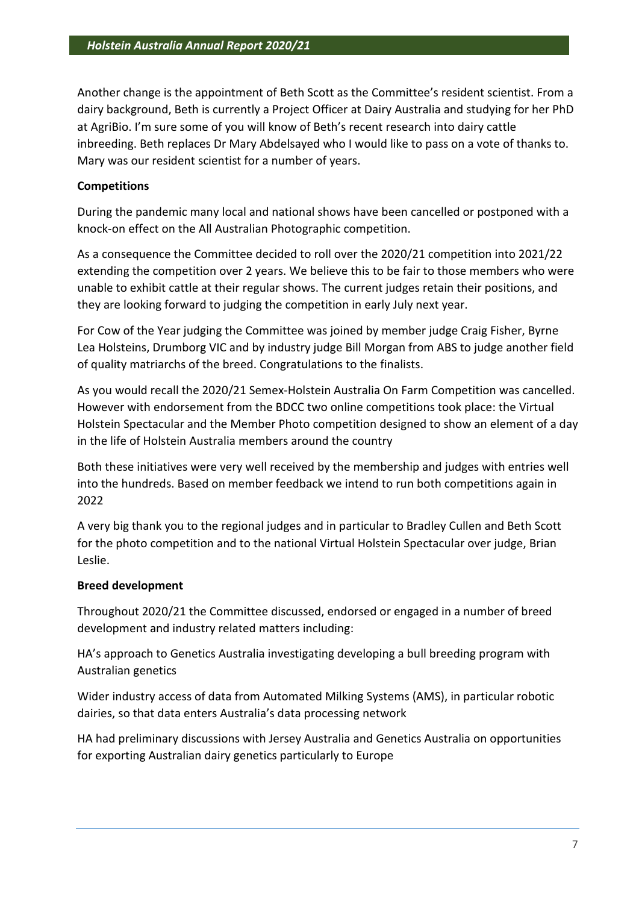Another change is the appointment of Beth Scott as the Committee's resident scientist. From a dairy background, Beth is currently a Project Officer at Dairy Australia and studying for her PhD at AgriBio. I'm sure some of you will know of Beth's recent research into dairy cattle inbreeding. Beth replaces Dr Mary Abdelsayed who I would like to pass on a vote of thanks to. Mary was our resident scientist for a number of years.

**Competitions**

During the pandemic many local and national shows have been cancelled or postponed with a knock-on effect on the All Australian Photographic competition.

As a consequence the Committee decided to roll over the 2020/21 competition into 2021/22 extending the competition over 2 years. We believe this to be fair to those members who were unable to exhibit cattle at their regular shows. The current judges retain their positions, and they are looking forward to judging the competition in early July next year.

For Cow of the Year judging the Committee was joined by member judge Craig Fisher, Byrne Lea Holsteins, Drumborg VIC and by industry judge Bill Morgan from ABS to judge another field of quality matriarchs of the breed. Congratulations to the finalists.

As you would recall the 2020/21 Semex-Holstein Australia On Farm Competition was cancelled. However with endorsement from the BDCC two online competitions took place: the Virtual Holstein Spectacular and the Member Photo competition designed to show an element of a day in the life of Holstein Australia members around the country

Both these initiatives were very well received by the membership and judges with entries well into the hundreds. Based on member feedback we intend to run both competitions again in 2022

A very big thank you to the regional judges and in particular to Bradley Cullen and Beth Scott for the photo competition and to the national Virtual Holstein Spectacular over judge, Brian Leslie.

**Breed development**

Throughout 2020/21 the Committee discussed, endorsed or engaged in a number of breed development and industry related matters including:

HA's approach to Genetics Australia investigating developing a bull breeding program with Australian genetics

Wider industry access of data from Automated Milking Systems (AMS), in particular robotic dairies, so that data enters Australia's data processing network

HA had preliminary discussions with Jersey Australia and Genetics Australia on opportunities for exporting Australian dairy genetics particularly to Europe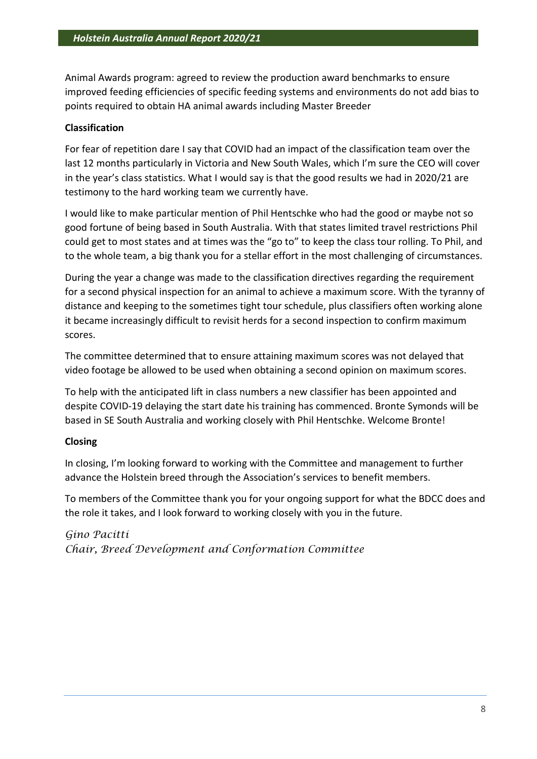Animal Awards program: agreed to review the production award benchmarks to ensure improved feeding efficiencies of specific feeding systems and environments do not add bias to points required to obtain HA animal awards including Master Breeder

**Classification**

For fear of repetition dare I say that COVID had an impact of the classification team over the last 12 months particularly in Victoria and New South Wales, which I'm sure the CEO will cover in the year's class statistics. What I would say is that the good results we had in 2020/21 are testimony to the hard working team we currently have.

I would like to make particular mention of Phil Hentschke who had the good or maybe not so good fortune of being based in South Australia. With that states limited travel restrictions Phil could get to most states and at times was the "go to" to keep the class tour rolling. To Phil, and to the whole team, a big thank you for a stellar effort in the most challenging of circumstances.

During the year a change was made to the classification directives regarding the requirement for a second physical inspection for an animal to achieve a maximum score. With the tyranny of distance and keeping to the sometimes tight tour schedule, plus classifiers often working alone it became increasingly difficult to revisit herds for a second inspection to confirm maximum scores.

The committee determined that to ensure attaining maximum scores was not delayed that video footage be allowed to be used when obtaining a second opinion on maximum scores.

To help with the anticipated lift in class numbers a new classifier has been appointed and despite COVID-19 delaying the start date his training has commenced. Bronte Symonds will be based in SE South Australia and working closely with Phil Hentschke. Welcome Bronte!

**Closing**

In closing, I'm looking forward to working with the Committee and management to further advance the Holstein breed through the Association's services to benefit members.

To members of the Committee thank you for your ongoing support for what the BDCC does and the role it takes, and I look forward to working closely with you in the future.

*Gino Pacitti*
*Chair, Breed Development and Conformation Committee*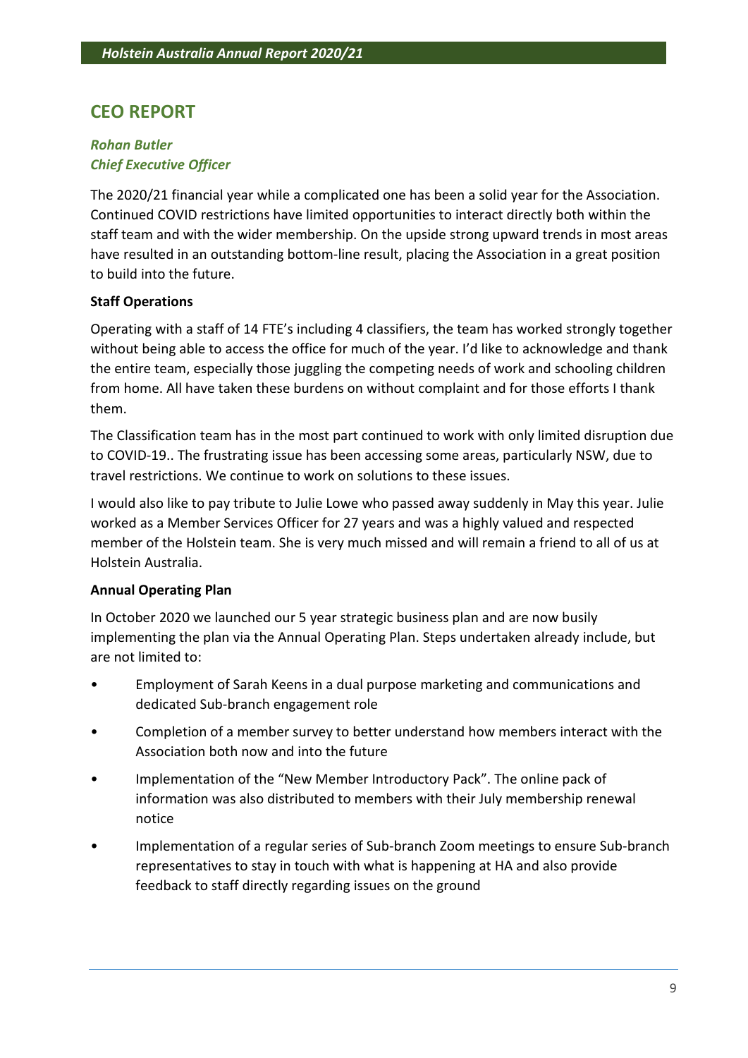## CEO REPORT

***Rohan Butler***
***Chief Executive Officer***

The 2020/21 financial year while a complicated one has been a solid year for the Association. Continued COVID restrictions have limited opportunities to interact directly both within the staff team and with the wider membership. On the upside strong upward trends in most areas have resulted in an outstanding bottom-line result, placing the Association in a great position to build into the future.

**Staff Operations**

Operating with a staff of 14 FTE's including 4 classifiers, the team has worked strongly together without being able to access the office for much of the year. I'd like to acknowledge and thank the entire team, especially those juggling the competing needs of work and schooling children from home. All have taken these burdens on without complaint and for those efforts I thank them.

The Classification team has in the most part continued to work with only limited disruption due to COVID-19.. The frustrating issue has been accessing some areas, particularly NSW, due to travel restrictions. We continue to work on solutions to these issues.

I would also like to pay tribute to Julie Lowe who passed away suddenly in May this year. Julie worked as a Member Services Officer for 27 years and was a highly valued and respected member of the Holstein team. She is very much missed and will remain a friend to all of us at Holstein Australia.

**Annual Operating Plan**

In October 2020 we launched our 5 year strategic business plan and are now busily implementing the plan via the Annual Operating Plan. Steps undertaken already include, but are not limited to:

- Employment of Sarah Keens in a dual purpose marketing and communications and dedicated Sub-branch engagement role
- Completion of a member survey to better understand how members interact with the Association both now and into the future
- Implementation of the "New Member Introductory Pack". The online pack of information was also distributed to members with their July membership renewal notice
- Implementation of a regular series of Sub-branch Zoom meetings to ensure Sub-branch representatives to stay in touch with what is happening at HA and also provide feedback to staff directly regarding issues on the ground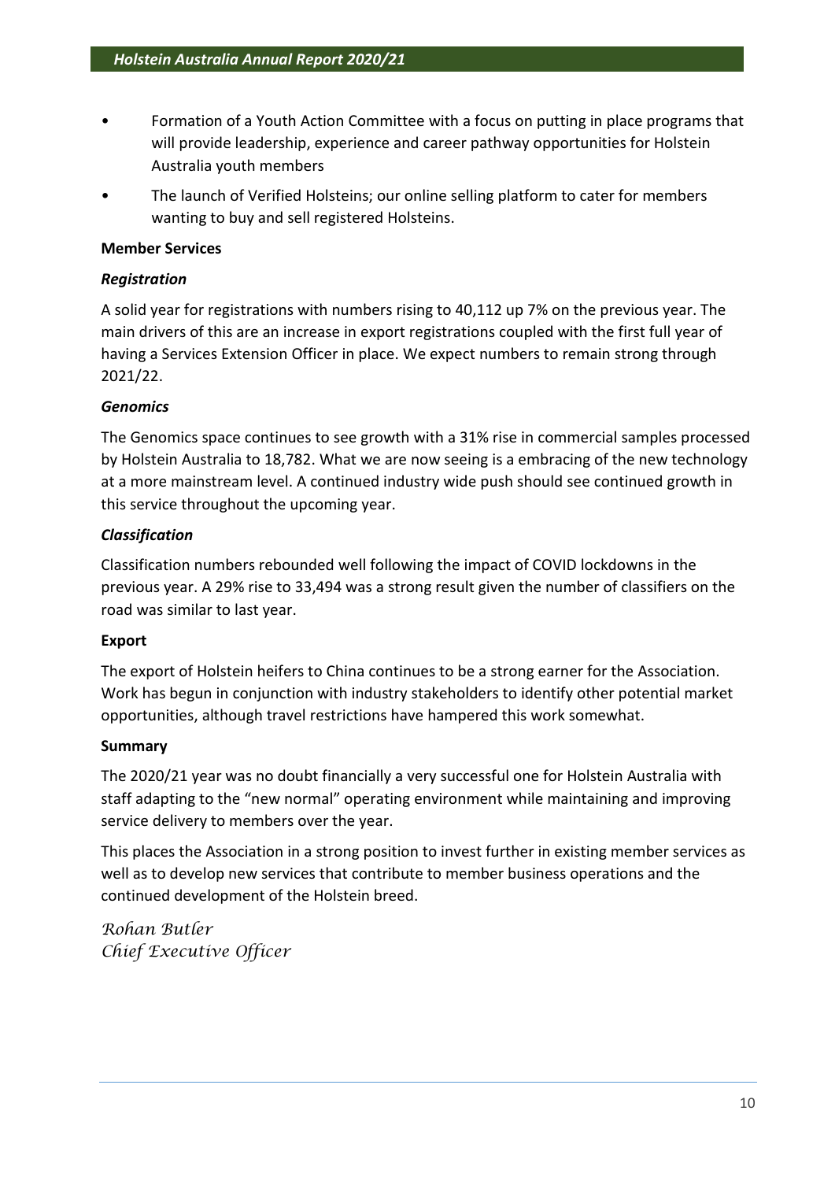- Formation of a Youth Action Committee with a focus on putting in place programs that will provide leadership, experience and career pathway opportunities for Holstein Australia youth members
- The launch of Verified Holsteins; our online selling platform to cater for members wanting to buy and sell registered Holsteins.

**Member Services**

***Registration***

A solid year for registrations with numbers rising to 40,112 up 7% on the previous year. The main drivers of this are an increase in export registrations coupled with the first full year of having a Services Extension Officer in place. We expect numbers to remain strong through 2021/22.

***Genomics***

The Genomics space continues to see growth with a 31% rise in commercial samples processed by Holstein Australia to 18,782. What we are now seeing is a embracing of the new technology at a more mainstream level. A continued industry wide push should see continued growth in this service throughout the upcoming year.

***Classification***

Classification numbers rebounded well following the impact of COVID lockdowns in the previous year. A 29% rise to 33,494 was a strong result given the number of classifiers on the road was similar to last year.

**Export**

The export of Holstein heifers to China continues to be a strong earner for the Association. Work has begun in conjunction with industry stakeholders to identify other potential market opportunities, although travel restrictions have hampered this work somewhat.

**Summary**

The 2020/21 year was no doubt financially a very successful one for Holstein Australia with staff adapting to the "new normal" operating environment while maintaining and improving service delivery to members over the year.

This places the Association in a strong position to invest further in existing member services as well as to develop new services that contribute to member business operations and the continued development of the Holstein breed.

*Rohan Butler*
*Chief Executive Officer*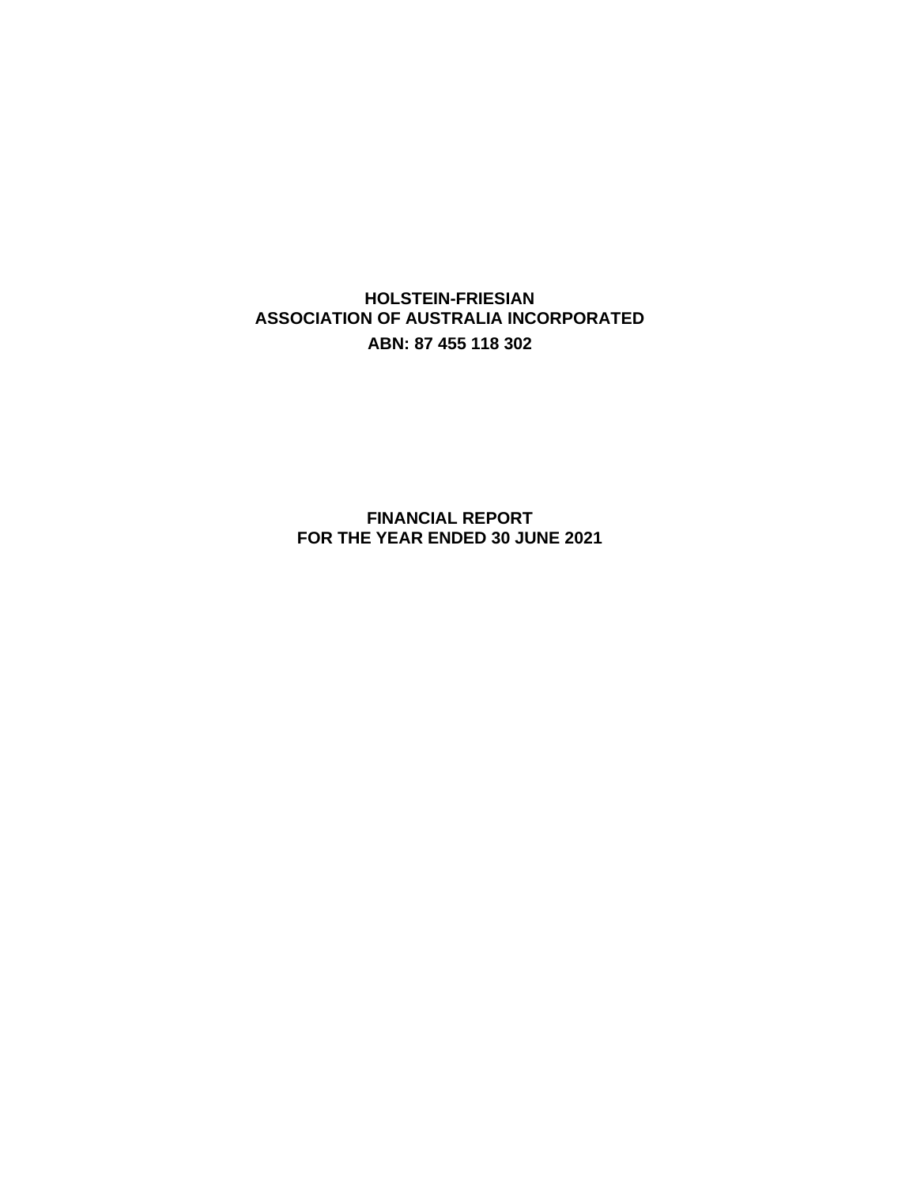# HOLSTEIN-FRIESIAN ASSOCIATION OF AUSTRALIA INCORPORATED

**ABN: 87 455 118 302**

# FINANCIAL REPORT FOR THE YEAR ENDED 30 JUNE 2021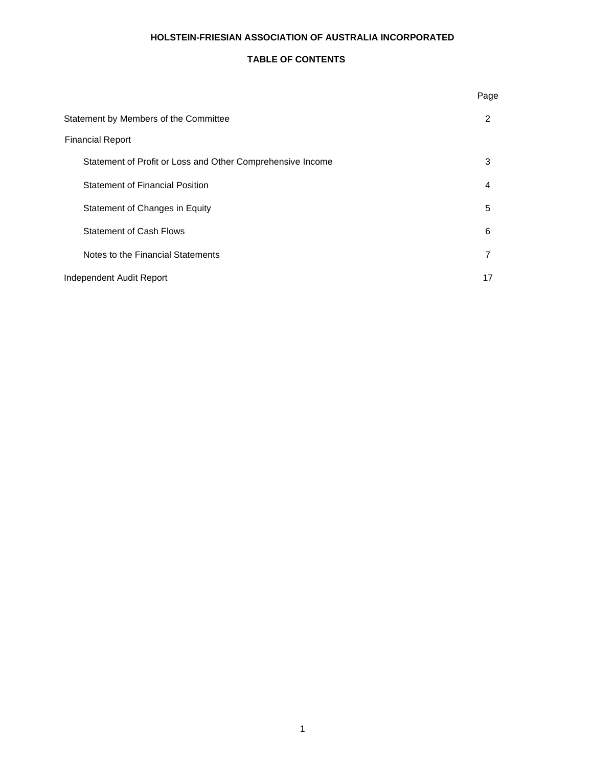# HOLSTEIN-FRIESIAN ASSOCIATION OF AUSTRALIA INCORPORATED

## TABLE OF CONTENTS

| | Page |
|---|---|
| Statement by Members of the Committee | 2 |
| Financial Report | |
| Statement of Profit or Loss and Other Comprehensive Income | 3 |
| Statement of Financial Position | 4 |
| Statement of Changes in Equity | 5 |
| Statement of Cash Flows | 6 |
| Notes to the Financial Statements | 7 |
| Independent Audit Report | 17 |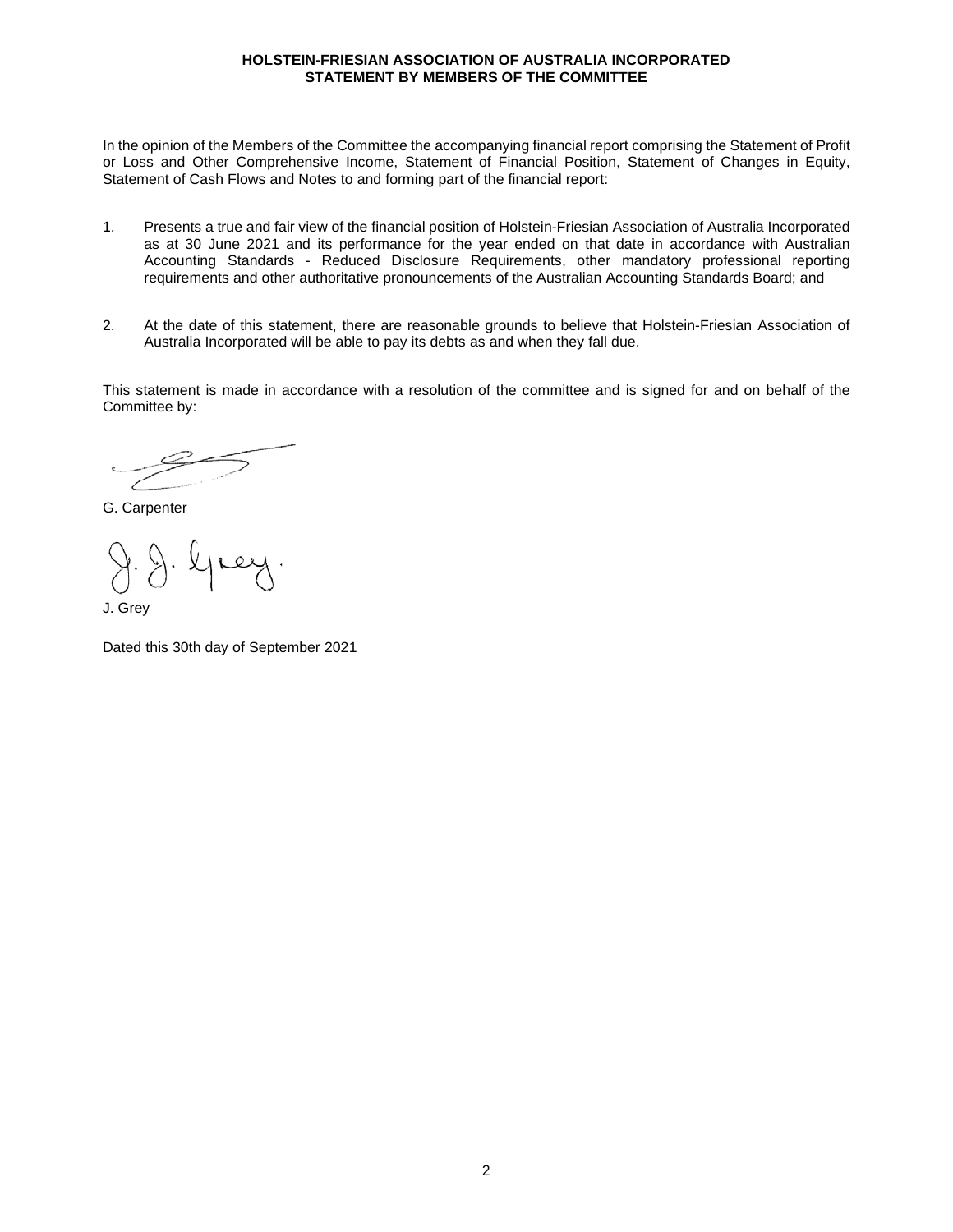**HOLSTEIN-FRIESIAN ASSOCIATION OF AUSTRALIA INCORPORATED**
**STATEMENT BY MEMBERS OF THE COMMITTEE**

In the opinion of the Members of the Committee the accompanying financial report comprising the Statement of Profit or Loss and Other Comprehensive Income, Statement of Financial Position, Statement of Changes in Equity, Statement of Cash Flows and Notes to and forming part of the financial report:

1. Presents a true and fair view of the financial position of Holstein-Friesian Association of Australia Incorporated as at 30 June 2021 and its performance for the year ended on that date in accordance with Australian Accounting Standards - Reduced Disclosure Requirements, other mandatory professional reporting requirements and other authoritative pronouncements of the Australian Accounting Standards Board; and

2. At the date of this statement, there are reasonable grounds to believe that Holstein-Friesian Association of Australia Incorporated will be able to pay its debts as and when they fall due.

This statement is made in accordance with a resolution of the committee and is signed for and on behalf of the Committee by:

G. Carpenter

J. Grey

Dated this 30th day of September 2021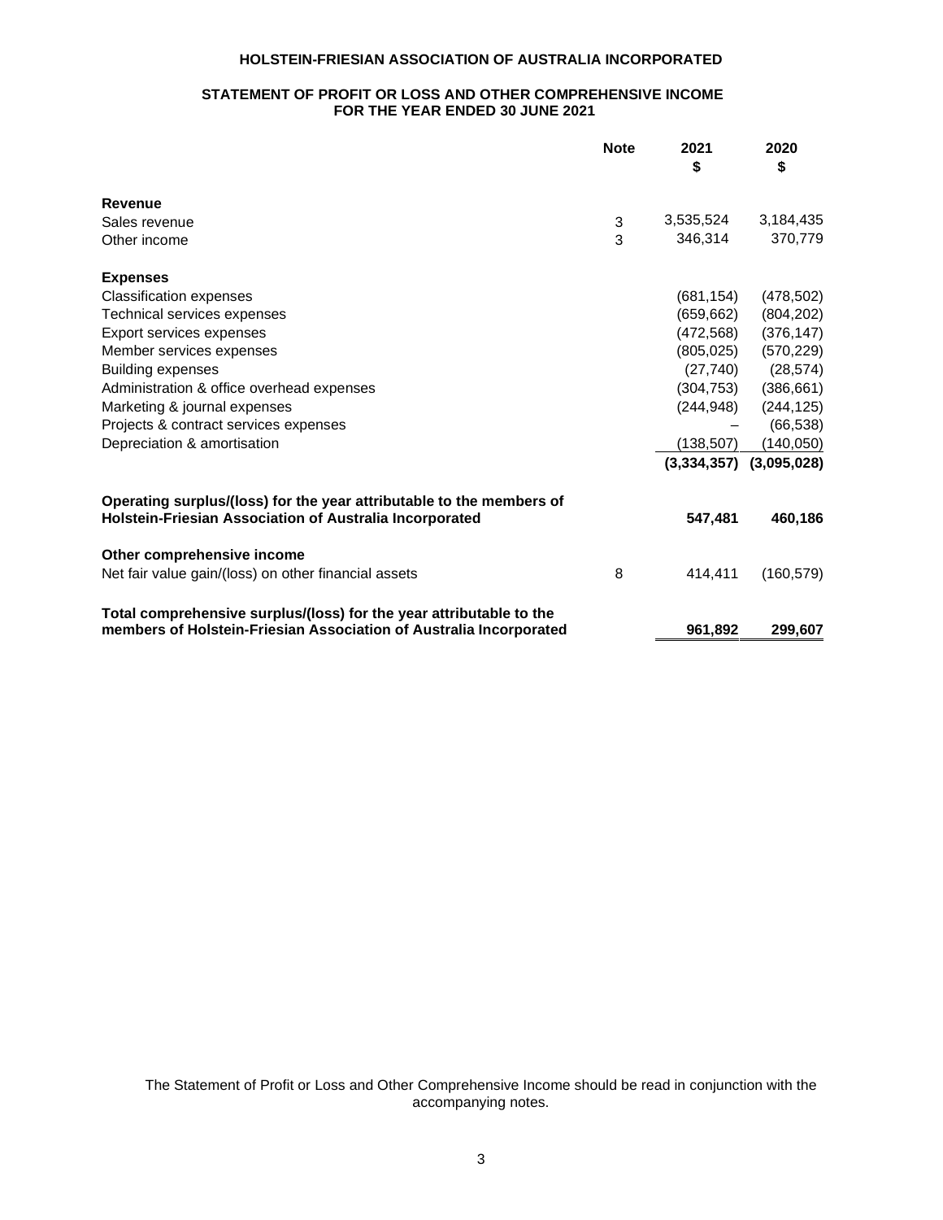**HOLSTEIN-FRIESIAN ASSOCIATION OF AUSTRALIA INCORPORATED**

**STATEMENT OF PROFIT OR LOSS AND OTHER COMPREHENSIVE INCOME FOR THE YEAR ENDED 30 JUNE 2021**

| | Note | 2021 $ | 2020 $ |
|---|---|---|---|
| **Revenue** | | | |
| Sales revenue | 3 | 3,535,524 | 3,184,435 |
| Other income | 3 | 346,314 | 370,779 |
| **Expenses** | | | |
| Classification expenses | | (681,154) | (478,502) |
| Technical services expenses | | (659,662) | (804,202) |
| Export services expenses | | (472,568) | (376,147) |
| Member services expenses | | (805,025) | (570,229) |
| Building expenses | | (27,740) | (28,574) |
| Administration & office overhead expenses | | (304,753) | (386,661) |
| Marketing & journal expenses | | (244,948) | (244,125) |
| Projects & contract services expenses | | – | (66,538) |
| Depreciation & amortisation | | (138,507) | (140,050) |
| | | **(3,334,357)** | **(3,095,028)** |
| **Operating surplus/(loss) for the year attributable to the members of Holstein-Friesian Association of Australia Incorporated** | | **547,481** | **460,186** |
| **Other comprehensive income** | | | |
| Net fair value gain/(loss) on other financial assets | 8 | 414,411 | (160,579) |
| **Total comprehensive surplus/(loss) for the year attributable to the members of Holstein-Friesian Association of Australia Incorporated** | | **961,892** | **299,607** |

The Statement of Profit or Loss and Other Comprehensive Income should be read in conjunction with the accompanying notes.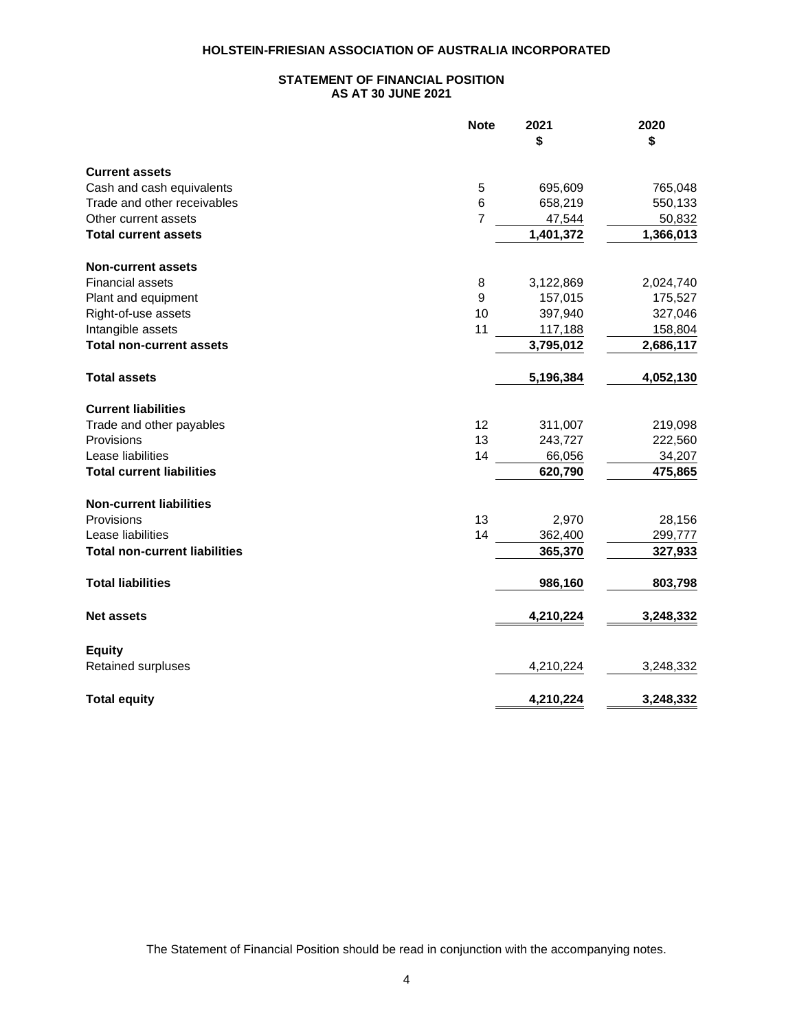# HOLSTEIN-FRIESIAN ASSOCIATION OF AUSTRALIA INCORPORATED

## STATEMENT OF FINANCIAL POSITION
## AS AT 30 JUNE 2021

| | Note | 2021 $ | 2020 $ |
|---|---|---|---|
| **Current assets** | | | |
| Cash and cash equivalents | 5 | 695,609 | 765,048 |
| Trade and other receivables | 6 | 658,219 | 550,133 |
| Other current assets | 7 | 47,544 | 50,832 |
| **Total current assets** | | **1,401,372** | **1,366,013** |
| **Non-current assets** | | | |
| Financial assets | 8 | 3,122,869 | 2,024,740 |
| Plant and equipment | 9 | 157,015 | 175,527 |
| Right-of-use assets | 10 | 397,940 | 327,046 |
| Intangible assets | 11 | 117,188 | 158,804 |
| **Total non-current assets** | | **3,795,012** | **2,686,117** |
| **Total assets** | | **5,196,384** | **4,052,130** |
| **Current liabilities** | | | |
| Trade and other payables | 12 | 311,007 | 219,098 |
| Provisions | 13 | 243,727 | 222,560 |
| Lease liabilities | 14 | 66,056 | 34,207 |
| **Total current liabilities** | | **620,790** | **475,865** |
| **Non-current liabilities** | | | |
| Provisions | 13 | 2,970 | 28,156 |
| Lease liabilities | 14 | 362,400 | 299,777 |
| **Total non-current liabilities** | | **365,370** | **327,933** |
| **Total liabilities** | | **986,160** | **803,798** |
| **Net assets** | | **4,210,224** | **3,248,332** |
| **Equity** | | | |
| Retained surpluses | | 4,210,224 | 3,248,332 |
| **Total equity** | | **4,210,224** | **3,248,332** |

The Statement of Financial Position should be read in conjunction with the accompanying notes.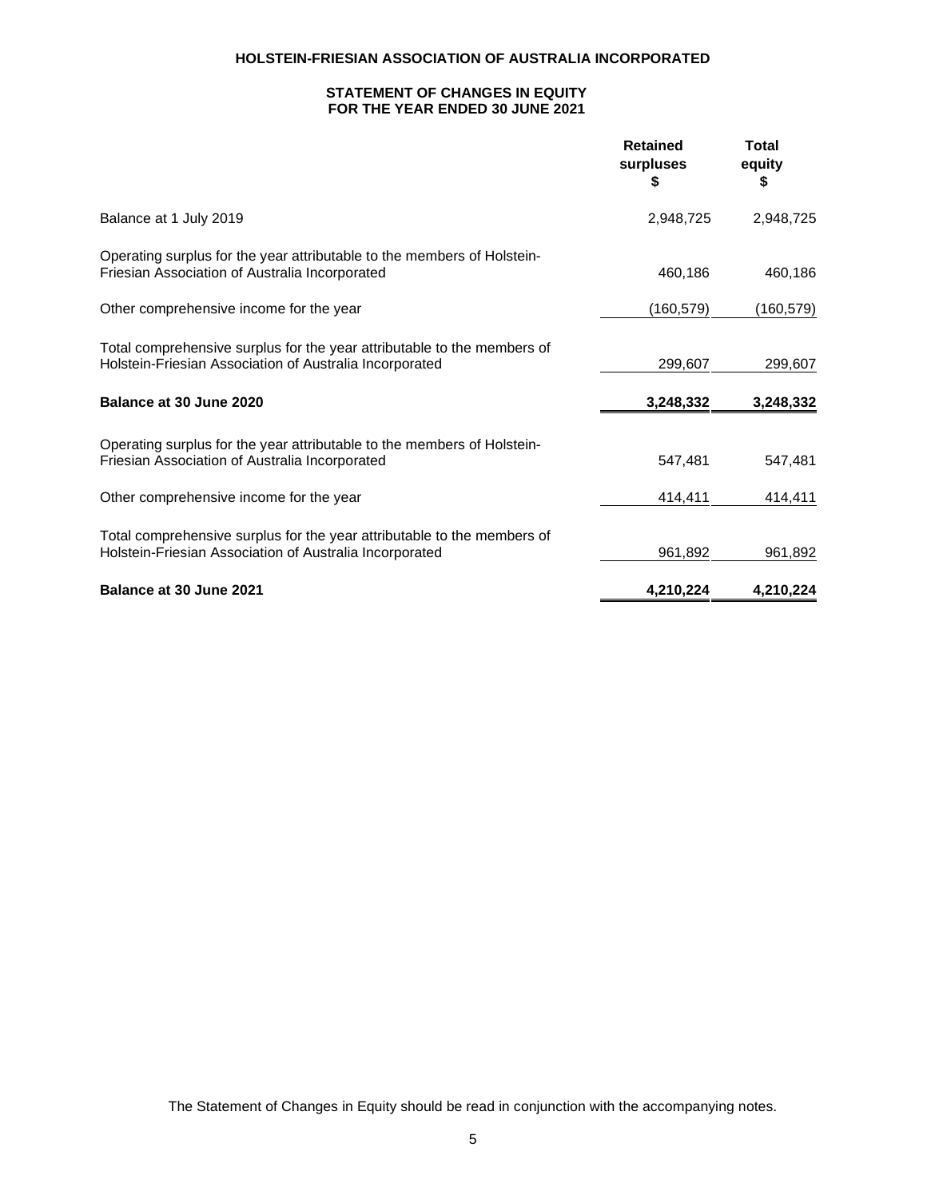# HOLSTEIN-FRIESIAN ASSOCIATION OF AUSTRALIA INCORPORATED

## STATEMENT OF CHANGES IN EQUITY FOR THE YEAR ENDED 30 JUNE 2021

| | Retained surpluses $ | Total equity $ |
|---|---|---|
| Balance at 1 July 2019 | 2,948,725 | 2,948,725 |
| Operating surplus for the year attributable to the members of Holstein-Friesian Association of Australia Incorporated | 460,186 | 460,186 |
| Other comprehensive income for the year | (160,579) | (160,579) |
| Total comprehensive surplus for the year attributable to the members of Holstein-Friesian Association of Australia Incorporated | 299,607 | 299,607 |
| **Balance at 30 June 2020** | **3,248,332** | **3,248,332** |
| Operating surplus for the year attributable to the members of Holstein-Friesian Association of Australia Incorporated | 547,481 | 547,481 |
| Other comprehensive income for the year | 414,411 | 414,411 |
| Total comprehensive surplus for the year attributable to the members of Holstein-Friesian Association of Australia Incorporated | 961,892 | 961,892 |
| **Balance at 30 June 2021** | **4,210,224** | **4,210,224** |

The Statement of Changes in Equity should be read in conjunction with the accompanying notes.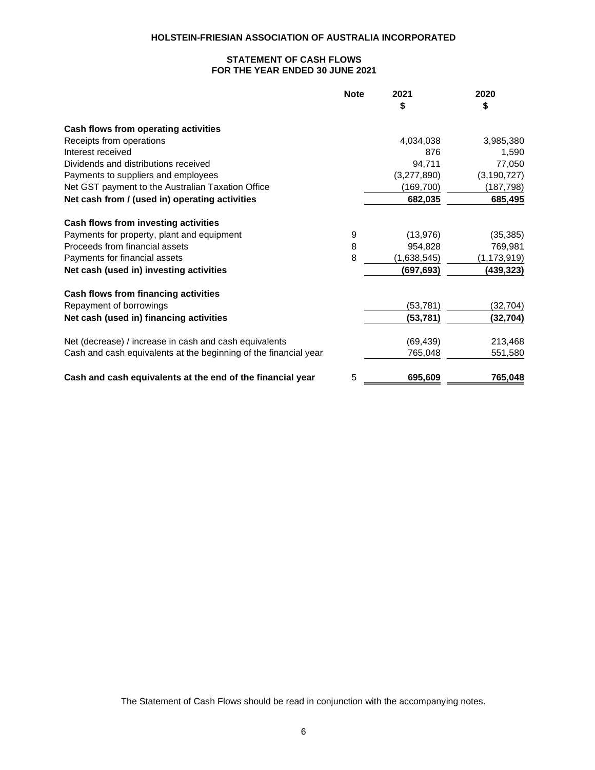# HOLSTEIN-FRIESIAN ASSOCIATION OF AUSTRALIA INCORPORATED

## STATEMENT OF CASH FLOWS
## FOR THE YEAR ENDED 30 JUNE 2021

| | Note | 2021 $ | 2020 $ |
|---|---|---|---|
| **Cash flows from operating activities** | | | |
| Receipts from operations | | 4,034,038 | 3,985,380 |
| Interest received | | 876 | 1,590 |
| Dividends and distributions received | | 94,711 | 77,050 |
| Payments to suppliers and employees | | (3,277,890) | (3,190,727) |
| Net GST payment to the Australian Taxation Office | | (169,700) | (187,798) |
| **Net cash from / (used in) operating activities** | | **682,035** | **685,495** |
| **Cash flows from investing activities** | | | |
| Payments for property, plant and equipment | 9 | (13,976) | (35,385) |
| Proceeds from financial assets | 8 | 954,828 | 769,981 |
| Payments for financial assets | 8 | (1,638,545) | (1,173,919) |
| **Net cash (used in) investing activities** | | **(697,693)** | **(439,323)** |
| **Cash flows from financing activities** | | | |
| Repayment of borrowings | | (53,781) | (32,704) |
| **Net cash (used in) financing activities** | | **(53,781)** | **(32,704)** |
| Net (decrease) / increase in cash and cash equivalents | | (69,439) | 213,468 |
| Cash and cash equivalents at the beginning of the financial year | | 765,048 | 551,580 |
| **Cash and cash equivalents at the end of the financial year** | 5 | **695,609** | **765,048** |

The Statement of Cash Flows should be read in conjunction with the accompanying notes.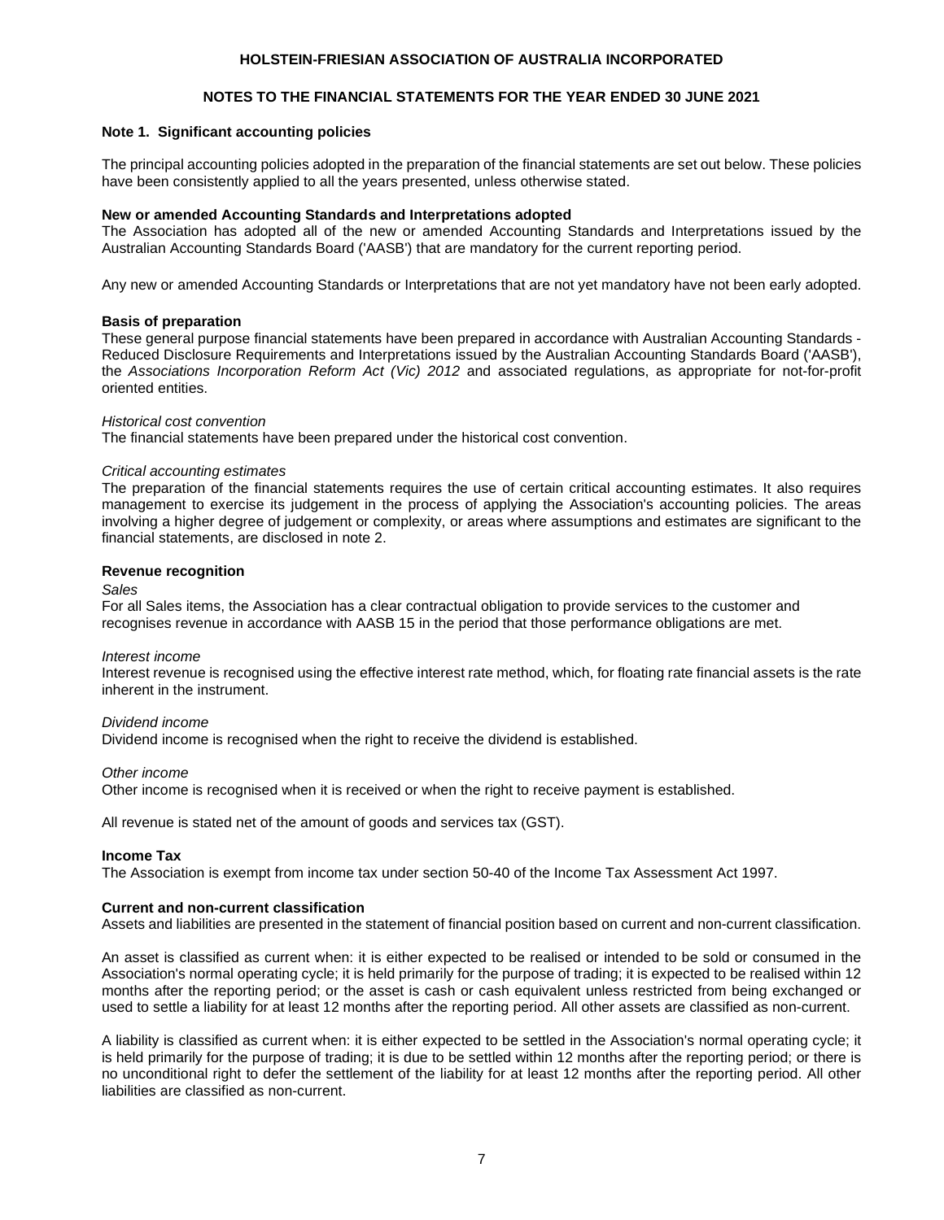# HOLSTEIN-FRIESIAN ASSOCIATION OF AUSTRALIA INCORPORATED

## NOTES TO THE FINANCIAL STATEMENTS FOR THE YEAR ENDED 30 JUNE 2021

### Note 1. Significant accounting policies

The principal accounting policies adopted in the preparation of the financial statements are set out below. These policies have been consistently applied to all the years presented, unless otherwise stated.

**New or amended Accounting Standards and Interpretations adopted**

The Association has adopted all of the new or amended Accounting Standards and Interpretations issued by the Australian Accounting Standards Board ('AASB') that are mandatory for the current reporting period.

Any new or amended Accounting Standards or Interpretations that are not yet mandatory have not been early adopted.

**Basis of preparation**

These general purpose financial statements have been prepared in accordance with Australian Accounting Standards - Reduced Disclosure Requirements and Interpretations issued by the Australian Accounting Standards Board ('AASB'), the *Associations Incorporation Reform Act (Vic) 2012* and associated regulations, as appropriate for not-for-profit oriented entities.

*Historical cost convention*

The financial statements have been prepared under the historical cost convention.

*Critical accounting estimates*

The preparation of the financial statements requires the use of certain critical accounting estimates. It also requires management to exercise its judgement in the process of applying the Association's accounting policies. The areas involving a higher degree of judgement or complexity, or areas where assumptions and estimates are significant to the financial statements, are disclosed in note 2.

**Revenue recognition**

*Sales*

For all Sales items, the Association has a clear contractual obligation to provide services to the customer and recognises revenue in accordance with AASB 15 in the period that those performance obligations are met.

*Interest income*

Interest revenue is recognised using the effective interest rate method, which, for floating rate financial assets is the rate inherent in the instrument.

*Dividend income*

Dividend income is recognised when the right to receive the dividend is established.

*Other income*

Other income is recognised when it is received or when the right to receive payment is established.

All revenue is stated net of the amount of goods and services tax (GST).

**Income Tax**

The Association is exempt from income tax under section 50-40 of the Income Tax Assessment Act 1997.

**Current and non-current classification**

Assets and liabilities are presented in the statement of financial position based on current and non-current classification.

An asset is classified as current when: it is either expected to be realised or intended to be sold or consumed in the Association's normal operating cycle; it is held primarily for the purpose of trading; it is expected to be realised within 12 months after the reporting period; or the asset is cash or cash equivalent unless restricted from being exchanged or used to settle a liability for at least 12 months after the reporting period. All other assets are classified as non-current.

A liability is classified as current when: it is either expected to be settled in the Association's normal operating cycle; it is held primarily for the purpose of trading; it is due to be settled within 12 months after the reporting period; or there is no unconditional right to defer the settlement of the liability for at least 12 months after the reporting period. All other liabilities are classified as non-current.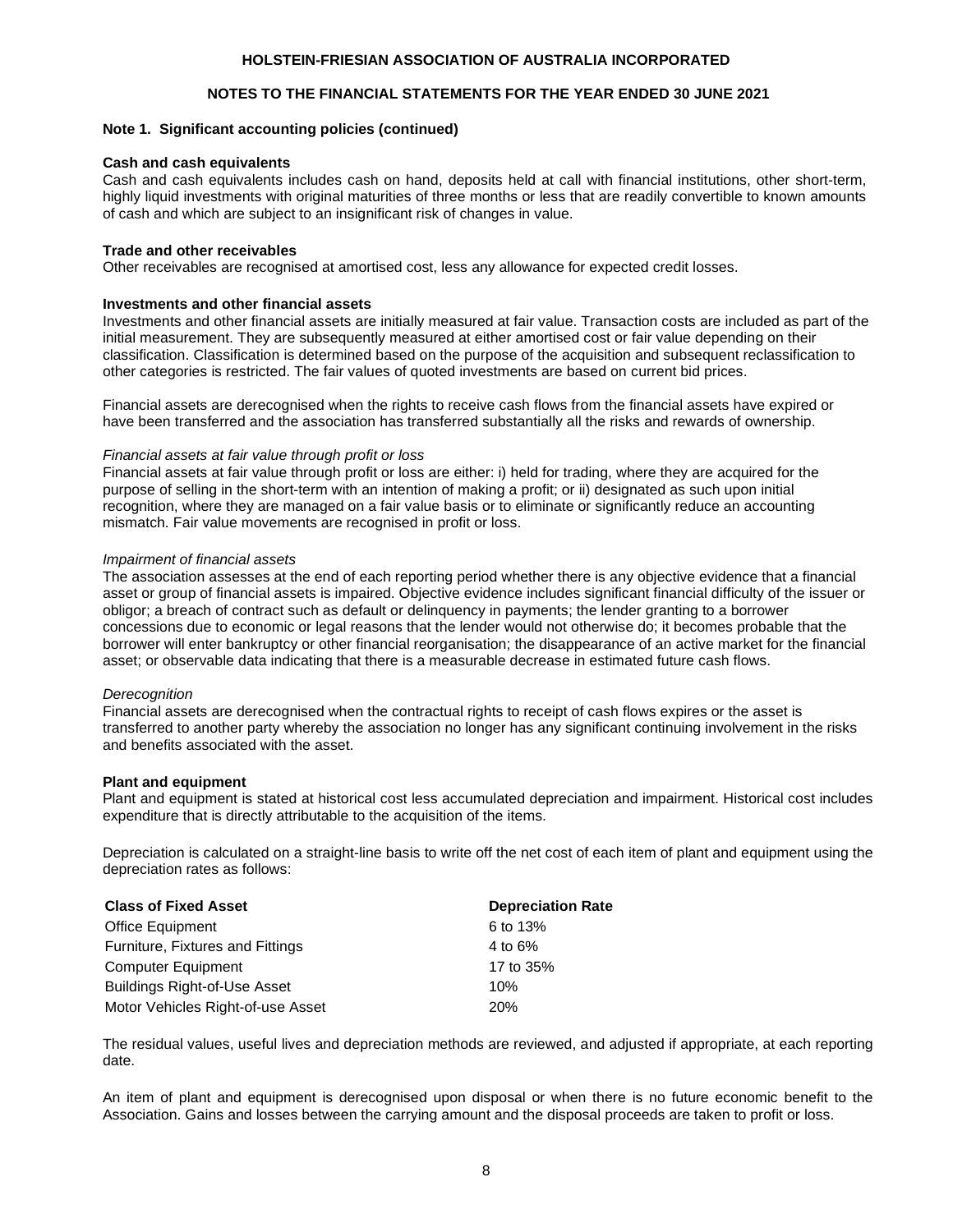## Note 1. Significant accounting policies (continued)

**Cash and cash equivalents**

Cash and cash equivalents includes cash on hand, deposits held at call with financial institutions, other short-term, highly liquid investments with original maturities of three months or less that are readily convertible to known amounts of cash and which are subject to an insignificant risk of changes in value.

**Trade and other receivables**

Other receivables are recognised at amortised cost, less any allowance for expected credit losses.

**Investments and other financial assets**

Investments and other financial assets are initially measured at fair value. Transaction costs are included as part of the initial measurement. They are subsequently measured at either amortised cost or fair value depending on their classification. Classification is determined based on the purpose of the acquisition and subsequent reclassification to other categories is restricted. The fair values of quoted investments are based on current bid prices.

Financial assets are derecognised when the rights to receive cash flows from the financial assets have expired or have been transferred and the association has transferred substantially all the risks and rewards of ownership.

*Financial assets at fair value through profit or loss*

Financial assets at fair value through profit or loss are either: i) held for trading, where they are acquired for the purpose of selling in the short-term with an intention of making a profit; or ii) designated as such upon initial recognition, where they are managed on a fair value basis or to eliminate or significantly reduce an accounting mismatch. Fair value movements are recognised in profit or loss.

*Impairment of financial assets*

The association assesses at the end of each reporting period whether there is any objective evidence that a financial asset or group of financial assets is impaired. Objective evidence includes significant financial difficulty of the issuer or obligor; a breach of contract such as default or delinquency in payments; the lender granting to a borrower concessions due to economic or legal reasons that the lender would not otherwise do; it becomes probable that the borrower will enter bankruptcy or other financial reorganisation; the disappearance of an active market for the financial asset; or observable data indicating that there is a measurable decrease in estimated future cash flows.

*Derecognition*

Financial assets are derecognised when the contractual rights to receipt of cash flows expires or the asset is transferred to another party whereby the association no longer has any significant continuing involvement in the risks and benefits associated with the asset.

**Plant and equipment**

Plant and equipment is stated at historical cost less accumulated depreciation and impairment. Historical cost includes expenditure that is directly attributable to the acquisition of the items.

Depreciation is calculated on a straight-line basis to write off the net cost of each item of plant and equipment using the depreciation rates as follows:

| Class of Fixed Asset | Depreciation Rate |
|---|---|
| Office Equipment | 6 to 13% |
| Furniture, Fixtures and Fittings | 4 to 6% |
| Computer Equipment | 17 to 35% |
| Buildings Right-of-Use Asset | 10% |
| Motor Vehicles Right-of-use Asset | 20% |

The residual values, useful lives and depreciation methods are reviewed, and adjusted if appropriate, at each reporting date.

An item of plant and equipment is derecognised upon disposal or when there is no future economic benefit to the Association. Gains and losses between the carrying amount and the disposal proceeds are taken to profit or loss.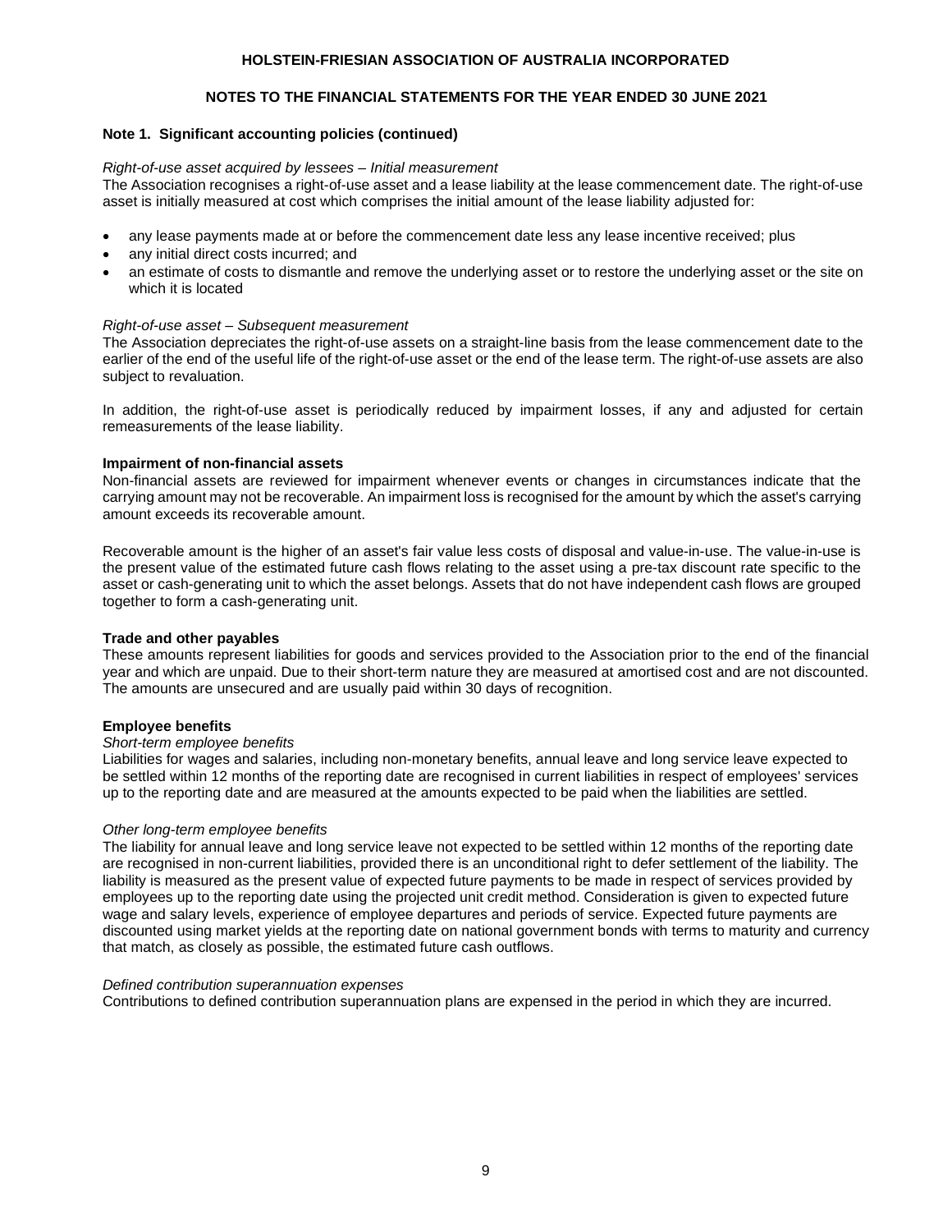## Note 1. Significant accounting policies (continued)

*Right-of-use asset acquired by lessees – Initial measurement*

The Association recognises a right-of-use asset and a lease liability at the lease commencement date. The right-of-use asset is initially measured at cost which comprises the initial amount of the lease liability adjusted for:

- any lease payments made at or before the commencement date less any lease incentive received; plus
- any initial direct costs incurred; and
- an estimate of costs to dismantle and remove the underlying asset or to restore the underlying asset or the site on which it is located

*Right-of-use asset – Subsequent measurement*

The Association depreciates the right-of-use assets on a straight-line basis from the lease commencement date to the earlier of the end of the useful life of the right-of-use asset or the end of the lease term. The right-of-use assets are also subject to revaluation.

In addition, the right-of-use asset is periodically reduced by impairment losses, if any and adjusted for certain remeasurements of the lease liability.

**Impairment of non-financial assets**

Non-financial assets are reviewed for impairment whenever events or changes in circumstances indicate that the carrying amount may not be recoverable. An impairment loss is recognised for the amount by which the asset's carrying amount exceeds its recoverable amount.

Recoverable amount is the higher of an asset's fair value less costs of disposal and value-in-use. The value-in-use is the present value of the estimated future cash flows relating to the asset using a pre-tax discount rate specific to the asset or cash-generating unit to which the asset belongs. Assets that do not have independent cash flows are grouped together to form a cash-generating unit.

**Trade and other payables**

These amounts represent liabilities for goods and services provided to the Association prior to the end of the financial year and which are unpaid. Due to their short-term nature they are measured at amortised cost and are not discounted. The amounts are unsecured and are usually paid within 30 days of recognition.

**Employee benefits**

*Short-term employee benefits*

Liabilities for wages and salaries, including non-monetary benefits, annual leave and long service leave expected to be settled within 12 months of the reporting date are recognised in current liabilities in respect of employees' services up to the reporting date and are measured at the amounts expected to be paid when the liabilities are settled.

*Other long-term employee benefits*

The liability for annual leave and long service leave not expected to be settled within 12 months of the reporting date are recognised in non-current liabilities, provided there is an unconditional right to defer settlement of the liability. The liability is measured as the present value of expected future payments to be made in respect of services provided by employees up to the reporting date using the projected unit credit method. Consideration is given to expected future wage and salary levels, experience of employee departures and periods of service. Expected future payments are discounted using market yields at the reporting date on national government bonds with terms to maturity and currency that match, as closely as possible, the estimated future cash outflows.

*Defined contribution superannuation expenses*

Contributions to defined contribution superannuation plans are expensed in the period in which they are incurred.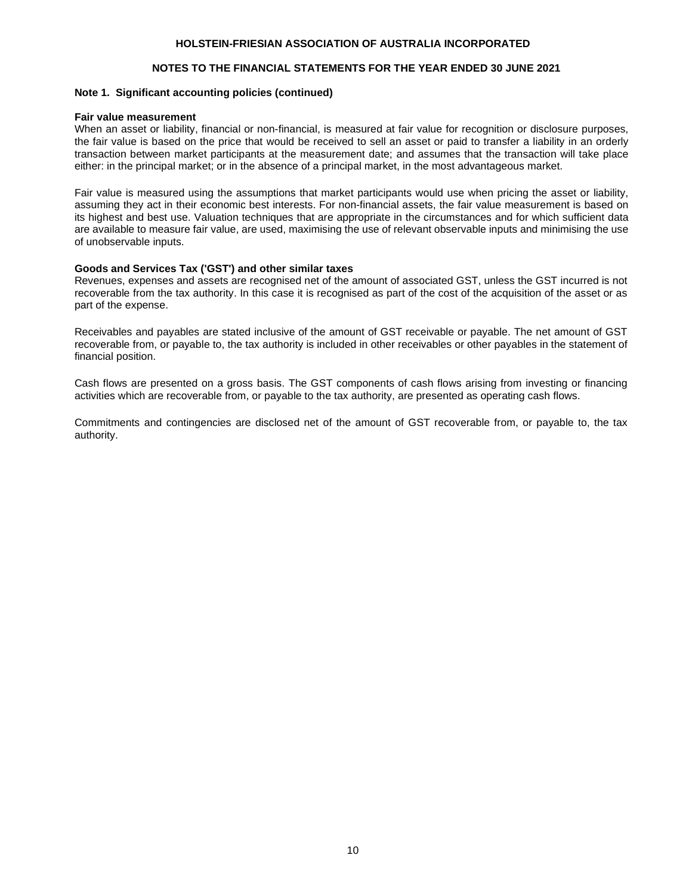## Note 1. Significant accounting policies (continued)

### Fair value measurement

When an asset or liability, financial or non-financial, is measured at fair value for recognition or disclosure purposes, the fair value is based on the price that would be received to sell an asset or paid to transfer a liability in an orderly transaction between market participants at the measurement date; and assumes that the transaction will take place either: in the principal market; or in the absence of a principal market, in the most advantageous market.

Fair value is measured using the assumptions that market participants would use when pricing the asset or liability, assuming they act in their economic best interests. For non-financial assets, the fair value measurement is based on its highest and best use. Valuation techniques that are appropriate in the circumstances and for which sufficient data are available to measure fair value, are used, maximising the use of relevant observable inputs and minimising the use of unobservable inputs.

### Goods and Services Tax ('GST') and other similar taxes

Revenues, expenses and assets are recognised net of the amount of associated GST, unless the GST incurred is not recoverable from the tax authority. In this case it is recognised as part of the cost of the acquisition of the asset or as part of the expense.

Receivables and payables are stated inclusive of the amount of GST receivable or payable. The net amount of GST recoverable from, or payable to, the tax authority is included in other receivables or other payables in the statement of financial position.

Cash flows are presented on a gross basis. The GST components of cash flows arising from investing or financing activities which are recoverable from, or payable to the tax authority, are presented as operating cash flows.

Commitments and contingencies are disclosed net of the amount of GST recoverable from, or payable to, the tax authority.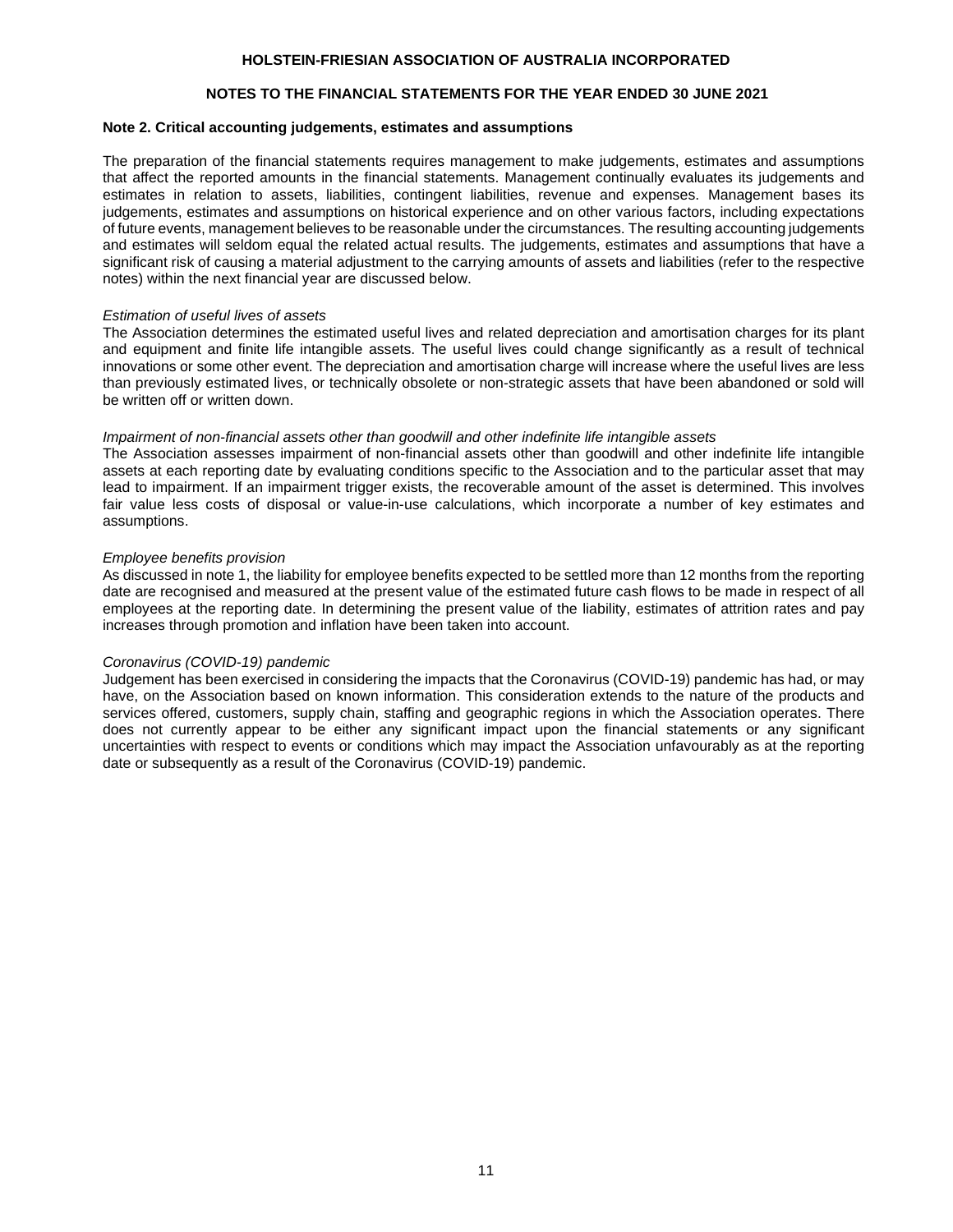## Note 2. Critical accounting judgements, estimates and assumptions

The preparation of the financial statements requires management to make judgements, estimates and assumptions that affect the reported amounts in the financial statements. Management continually evaluates its judgements and estimates in relation to assets, liabilities, contingent liabilities, revenue and expenses. Management bases its judgements, estimates and assumptions on historical experience and on other various factors, including expectations of future events, management believes to be reasonable under the circumstances. The resulting accounting judgements and estimates will seldom equal the related actual results. The judgements, estimates and assumptions that have a significant risk of causing a material adjustment to the carrying amounts of assets and liabilities (refer to the respective notes) within the next financial year are discussed below.

*Estimation of useful lives of assets*

The Association determines the estimated useful lives and related depreciation and amortisation charges for its plant and equipment and finite life intangible assets. The useful lives could change significantly as a result of technical innovations or some other event. The depreciation and amortisation charge will increase where the useful lives are less than previously estimated lives, or technically obsolete or non-strategic assets that have been abandoned or sold will be written off or written down.

*Impairment of non-financial assets other than goodwill and other indefinite life intangible assets*

The Association assesses impairment of non-financial assets other than goodwill and other indefinite life intangible assets at each reporting date by evaluating conditions specific to the Association and to the particular asset that may lead to impairment. If an impairment trigger exists, the recoverable amount of the asset is determined. This involves fair value less costs of disposal or value-in-use calculations, which incorporate a number of key estimates and assumptions.

*Employee benefits provision*

As discussed in note 1, the liability for employee benefits expected to be settled more than 12 months from the reporting date are recognised and measured at the present value of the estimated future cash flows to be made in respect of all employees at the reporting date. In determining the present value of the liability, estimates of attrition rates and pay increases through promotion and inflation have been taken into account.

*Coronavirus (COVID-19) pandemic*

Judgement has been exercised in considering the impacts that the Coronavirus (COVID-19) pandemic has had, or may have, on the Association based on known information. This consideration extends to the nature of the products and services offered, customers, supply chain, staffing and geographic regions in which the Association operates. There does not currently appear to be either any significant impact upon the financial statements or any significant uncertainties with respect to events or conditions which may impact the Association unfavourably as at the reporting date or subsequently as a result of the Coronavirus (COVID-19) pandemic.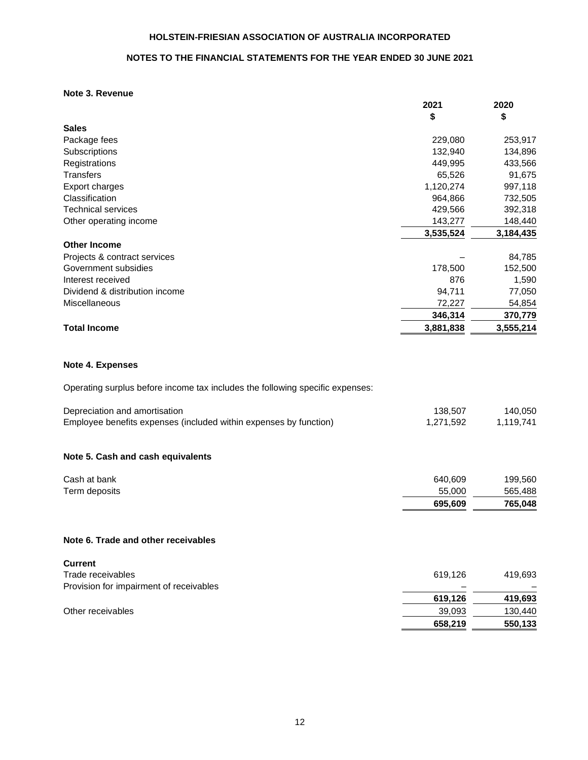# HOLSTEIN-FRIESIAN ASSOCIATION OF AUSTRALIA INCORPORATED

## NOTES TO THE FINANCIAL STATEMENTS FOR THE YEAR ENDED 30 JUNE 2021

### Note 3. Revenue

| | 2021 $ | 2020 $ |
|---|---|---|
| **Sales** | | |
| Package fees | 229,080 | 253,917 |
| Subscriptions | 132,940 | 134,896 |
| Registrations | 449,995 | 433,566 |
| Transfers | 65,526 | 91,675 |
| Export charges | 1,120,274 | 997,118 |
| Classification | 964,866 | 732,505 |
| Technical services | 429,566 | 392,318 |
| Other operating income | 143,277 | 148,440 |
| | **3,535,524** | **3,184,435** |
| **Other Income** | | |
| Projects & contract services | – | 84,785 |
| Government subsidies | 178,500 | 152,500 |
| Interest received | 876 | 1,590 |
| Dividend & distribution income | 94,711 | 77,050 |
| Miscellaneous | 72,227 | 54,854 |
| | **346,314** | **370,779** |
| **Total Income** | **3,881,838** | **3,555,214** |

### Note 4. Expenses

Operating surplus before income tax includes the following specific expenses:

| | 2021 $ | 2020 $ |
|---|---|---|
| Depreciation and amortisation | 138,507 | 140,050 |
| Employee benefits expenses (included within expenses by function) | 1,271,592 | 1,119,741 |

### Note 5. Cash and cash equivalents

| | 2021 $ | 2020 $ |
|---|---|---|
| Cash at bank | 640,609 | 199,560 |
| Term deposits | 55,000 | 565,488 |
| | **695,609** | **765,048** |

### Note 6. Trade and other receivables

| | 2021 $ | 2020 $ |
|---|---|---|
| **Current** | | |
| Trade receivables | 619,126 | 419,693 |
| Provision for impairment of receivables | – | – |
| | **619,126** | **419,693** |
| Other receivables | 39,093 | 130,440 |
| | **658,219** | **550,133** |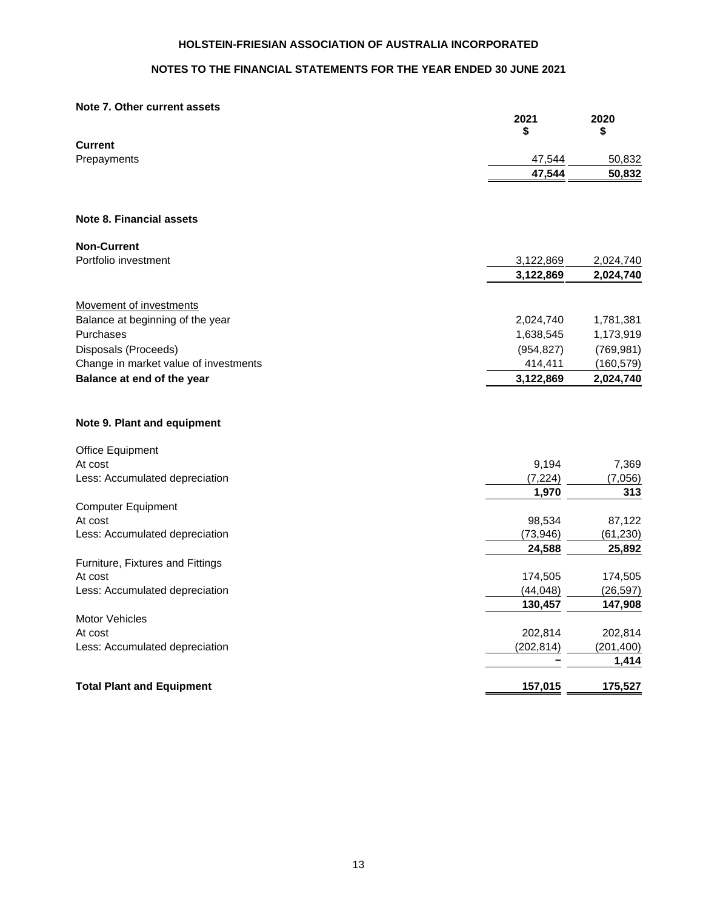# HOLSTEIN-FRIESIAN ASSOCIATION OF AUSTRALIA INCORPORATED

## NOTES TO THE FINANCIAL STATEMENTS FOR THE YEAR ENDED 30 JUNE 2021

### Note 7. Other current assets

| | 2021<br>$ | 2020<br>$ |
|---|---|---|
| **Current** | | |
| Prepayments | 47,544 | 50,832 |
| | **47,544** | **50,832** |

### Note 8. Financial assets

| | 2021<br>$ | 2020<br>$ |
|---|---|---|
| **Non-Current** | | |
| Portfolio investment | 3,122,869 | 2,024,740 |
| | **3,122,869** | **2,024,740** |
| Movement of investments | | |
| Balance at beginning of the year | 2,024,740 | 1,781,381 |
| Purchases | 1,638,545 | 1,173,919 |
| Disposals (Proceeds) | (954,827) | (769,981) |
| Change in market value of investments | 414,411 | (160,579) |
| **Balance at end of the year** | **3,122,869** | **2,024,740** |

### Note 9. Plant and equipment

| | 2021<br>$ | 2020<br>$ |
|---|---|---|
| Office Equipment | | |
| At cost | 9,194 | 7,369 |
| Less: Accumulated depreciation | (7,224) | (7,056) |
| | **1,970** | **313** |
| Computer Equipment | | |
| At cost | 98,534 | 87,122 |
| Less: Accumulated depreciation | (73,946) | (61,230) |
| | **24,588** | **25,892** |
| Furniture, Fixtures and Fittings | | |
| At cost | 174,505 | 174,505 |
| Less: Accumulated depreciation | (44,048) | (26,597) |
| | **130,457** | **147,908** |
| Motor Vehicles | | |
| At cost | 202,814 | 202,814 |
| Less: Accumulated depreciation | (202,814) | (201,400) |
| | **–** | **1,414** |
| **Total Plant and Equipment** | **157,015** | **175,527** |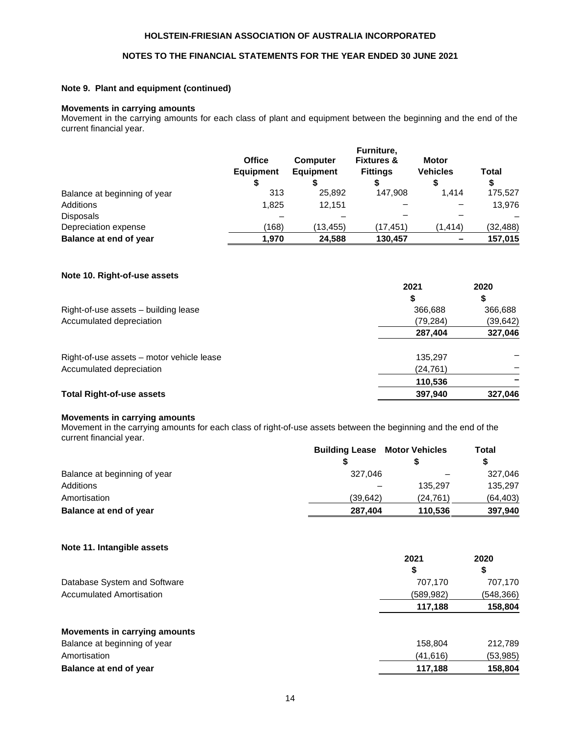#### Note 9. Plant and equipment (continued)

**Movements in carrying amounts**

Movement in the carrying amounts for each class of plant and equipment between the beginning and the end of the current financial year.

| | Office Equipment | Computer Equipment | Furniture, Fixtures & Fittings | Motor Vehicles | Total |
|---|---|---|---|---|---|
| | $ | $ | $ | $ | $ |
| Balance at beginning of year | 313 | 25,892 | 147,908 | 1,414 | 175,527 |
| Additions | 1,825 | 12,151 | – | – | 13,976 |
| Disposals | – | – | – | – | – |
| Depreciation expense | (168) | (13,455) | (17,451) | (1,414) | (32,488) |
| **Balance at end of year** | **1,970** | **24,588** | **130,457** | **–** | **157,015** |

#### Note 10. Right-of-use assets

| | 2021 | 2020 |
|---|---|---|
| | $ | $ |
| Right-of-use assets – building lease | 366,688 | 366,688 |
| Accumulated depreciation | (79,284) | (39,642) |
| | **287,404** | **327,046** |
| Right-of-use assets – motor vehicle lease | 135,297 | – |
| Accumulated depreciation | (24,761) | – |
| | **110,536** | **–** |
| **Total Right-of-use assets** | **397,940** | **327,046** |

**Movements in carrying amounts**

Movement in the carrying amounts for each class of right-of-use assets between the beginning and the end of the current financial year.

| | Building Lease | Motor Vehicles | Total |
|---|---|---|---|
| | $ | $ | $ |
| Balance at beginning of year | 327,046 | – | 327,046 |
| Additions | – | 135,297 | 135,297 |
| Amortisation | (39,642) | (24,761) | (64,403) |
| **Balance at end of year** | **287,404** | **110,536** | **397,940** |

#### Note 11. Intangible assets

| | 2021 | 2020 |
|---|---|---|
| | $ | $ |
| Database System and Software | 707,170 | 707,170 |
| Accumulated Amortisation | (589,982) | (548,366) |
| | **117,188** | **158,804** |
| **Movements in carrying amounts** | | |
| Balance at beginning of year | 158,804 | 212,789 |
| Amortisation | (41,616) | (53,985) |
| **Balance at end of year** | **117,188** | **158,804** |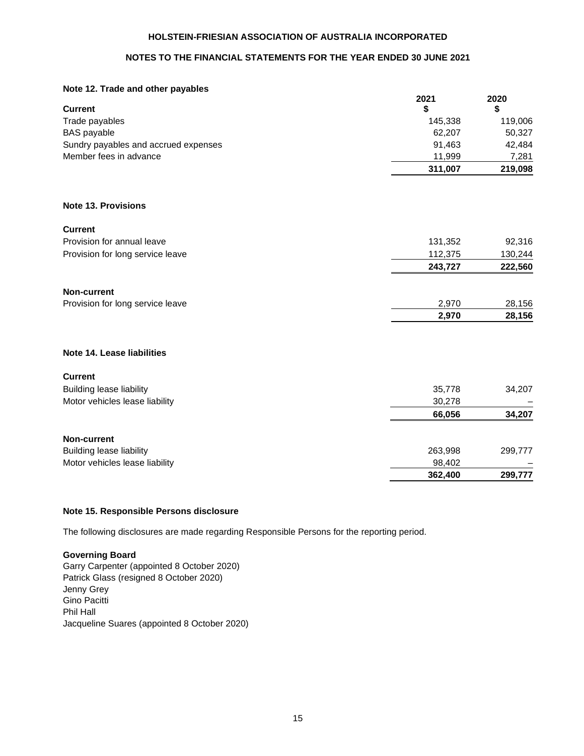## Note 12. Trade and other payables

| Current | 2021 $ | 2020 $ |
|---|---|---|
| Trade payables | 145,338 | 119,006 |
| BAS payable | 62,207 | 50,327 |
| Sundry payables and accrued expenses | 91,463 | 42,484 |
| Member fees in advance | 11,999 | 7,281 |
| | **311,007** | **219,098** |

## Note 13. Provisions

| | 2021 $ | 2020 $ |
|---|---|---|
| **Current** | | |
| Provision for annual leave | 131,352 | 92,316 |
| Provision for long service leave | 112,375 | 130,244 |
| | **243,727** | **222,560** |
| **Non-current** | | |
| Provision for long service leave | 2,970 | 28,156 |
| | **2,970** | **28,156** |

## Note 14. Lease liabilities

| | 2021 $ | 2020 $ |
|---|---|---|
| **Current** | | |
| Building lease liability | 35,778 | 34,207 |
| Motor vehicles lease liability | 30,278 | – |
| | **66,056** | **34,207** |
| **Non-current** | | |
| Building lease liability | 263,998 | 299,777 |
| Motor vehicles lease liability | 98,402 | – |
| | **362,400** | **299,777** |

## Note 15. Responsible Persons disclosure

The following disclosures are made regarding Responsible Persons for the reporting period.

**Governing Board**
Garry Carpenter (appointed 8 October 2020)
Patrick Glass (resigned 8 October 2020)
Jenny Grey
Gino Pacitti
Phil Hall
Jacqueline Suares (appointed 8 October 2020)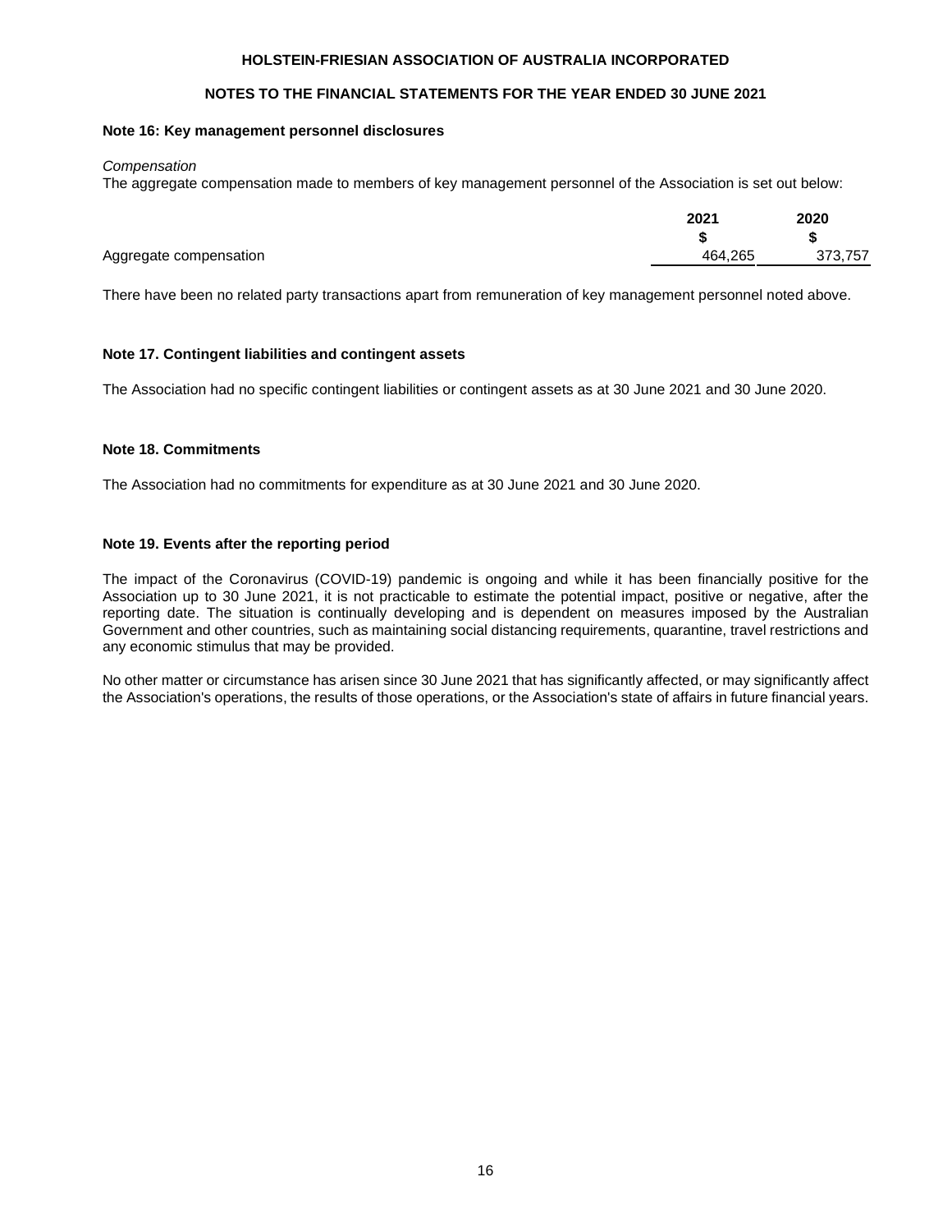# HOLSTEIN-FRIESIAN ASSOCIATION OF AUSTRALIA INCORPORATED

## NOTES TO THE FINANCIAL STATEMENTS FOR THE YEAR ENDED 30 JUNE 2021

### Note 16: Key management personnel disclosures

*Compensation*

The aggregate compensation made to members of key management personnel of the Association is set out below:

| | 2021 | 2020 |
|---|---|---|
| | $ | $ |
| Aggregate compensation | 464,265 | 373,757 |

There have been no related party transactions apart from remuneration of key management personnel noted above.

### Note 17. Contingent liabilities and contingent assets

The Association had no specific contingent liabilities or contingent assets as at 30 June 2021 and 30 June 2020.

### Note 18. Commitments

The Association had no commitments for expenditure as at 30 June 2021 and 30 June 2020.

### Note 19. Events after the reporting period

The impact of the Coronavirus (COVID-19) pandemic is ongoing and while it has been financially positive for the Association up to 30 June 2021, it is not practicable to estimate the potential impact, positive or negative, after the reporting date. The situation is continually developing and is dependent on measures imposed by the Australian Government and other countries, such as maintaining social distancing requirements, quarantine, travel restrictions and any economic stimulus that may be provided.

No other matter or circumstance has arisen since 30 June 2021 that has significantly affected, or may significantly affect the Association's operations, the results of those operations, or the Association's state of affairs in future financial years.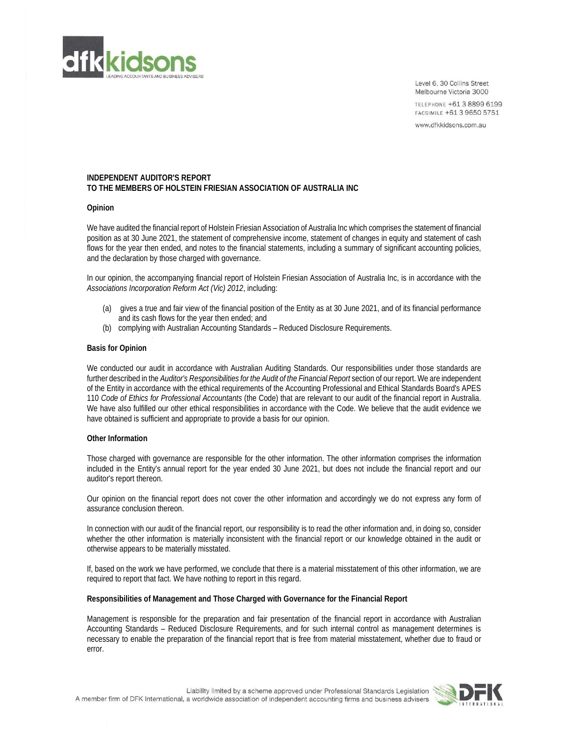Level 6, 30 Collins Street
Melbourne Victoria 3000

TELEPHONE +61 3 8899 6199
FACSIMILE +61 3 9650 5751

www.dfkkidsons.com.au

**INDEPENDENT AUDITOR'S REPORT**
**TO THE MEMBERS OF HOLSTEIN FRIESIAN ASSOCIATION OF AUSTRALIA INC**

**Opinion**

We have audited the financial report of Holstein Friesian Association of Australia Inc which comprises the statement of financial position as at 30 June 2021, the statement of comprehensive income, statement of changes in equity and statement of cash flows for the year then ended, and notes to the financial statements, including a summary of significant accounting policies, and the declaration by those charged with governance.

In our opinion, the accompanying financial report of Holstein Friesian Association of Australia Inc, is in accordance with the *Associations Incorporation Reform Act (Vic) 2012*, including:

(a) gives a true and fair view of the financial position of the Entity as at 30 June 2021, and of its financial performance and its cash flows for the year then ended; and
(b) complying with Australian Accounting Standards – Reduced Disclosure Requirements.

**Basis for Opinion**

We conducted our audit in accordance with Australian Auditing Standards. Our responsibilities under those standards are further described in the *Auditor's Responsibilities for the Audit of the Financial Report* section of our report. We are independent of the Entity in accordance with the ethical requirements of the Accounting Professional and Ethical Standards Board's APES 110 *Code of Ethics for Professional Accountants* (the Code) that are relevant to our audit of the financial report in Australia. We have also fulfilled our other ethical responsibilities in accordance with the Code. We believe that the audit evidence we have obtained is sufficient and appropriate to provide a basis for our opinion.

**Other Information**

Those charged with governance are responsible for the other information. The other information comprises the information included in the Entity's annual report for the year ended 30 June 2021, but does not include the financial report and our auditor's report thereon.

Our opinion on the financial report does not cover the other information and accordingly we do not express any form of assurance conclusion thereon.

In connection with our audit of the financial report, our responsibility is to read the other information and, in doing so, consider whether the other information is materially inconsistent with the financial report or our knowledge obtained in the audit or otherwise appears to be materially misstated.

If, based on the work we have performed, we conclude that there is a material misstatement of this other information, we are required to report that fact. We have nothing to report in this regard.

**Responsibilities of Management and Those Charged with Governance for the Financial Report**

Management is responsible for the preparation and fair presentation of the financial report in accordance with Australian Accounting Standards – Reduced Disclosure Requirements, and for such internal control as management determines is necessary to enable the preparation of the financial report that is free from material misstatement, whether due to fraud or error.

Liability limited by a scheme approved under Professional Standards Legislation
A member firm of DFK International, a worldwide association of independent accounting firms and business advisers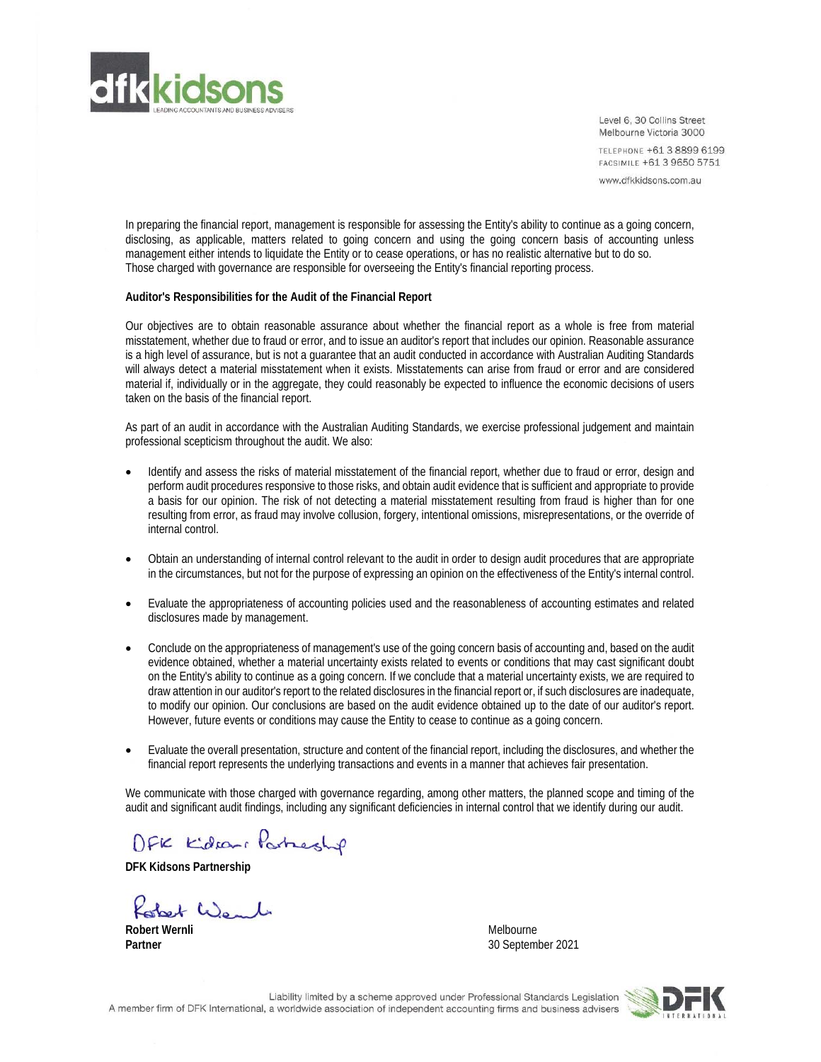Level 6, 30 Collins Street
Melbourne Victoria 3000

TELEPHONE +61 3 8899 6199
FACSIMILE +61 3 9650 5751

www.dfkkidsons.com.au

In preparing the financial report, management is responsible for assessing the Entity's ability to continue as a going concern, disclosing, as applicable, matters related to going concern and using the going concern basis of accounting unless management either intends to liquidate the Entity or to cease operations, or has no realistic alternative but to do so.
Those charged with governance are responsible for overseeing the Entity's financial reporting process.

**Auditor's Responsibilities for the Audit of the Financial Report**

Our objectives are to obtain reasonable assurance about whether the financial report as a whole is free from material misstatement, whether due to fraud or error, and to issue an auditor's report that includes our opinion. Reasonable assurance is a high level of assurance, but is not a guarantee that an audit conducted in accordance with Australian Auditing Standards will always detect a material misstatement when it exists. Misstatements can arise from fraud or error and are considered material if, individually or in the aggregate, they could reasonably be expected to influence the economic decisions of users taken on the basis of the financial report.

As part of an audit in accordance with the Australian Auditing Standards, we exercise professional judgement and maintain professional scepticism throughout the audit. We also:

- Identify and assess the risks of material misstatement of the financial report, whether due to fraud or error, design and perform audit procedures responsive to those risks, and obtain audit evidence that is sufficient and appropriate to provide a basis for our opinion. The risk of not detecting a material misstatement resulting from fraud is higher than for one resulting from error, as fraud may involve collusion, forgery, intentional omissions, misrepresentations, or the override of internal control.

- Obtain an understanding of internal control relevant to the audit in order to design audit procedures that are appropriate in the circumstances, but not for the purpose of expressing an opinion on the effectiveness of the Entity's internal control.

- Evaluate the appropriateness of accounting policies used and the reasonableness of accounting estimates and related disclosures made by management.

- Conclude on the appropriateness of management's use of the going concern basis of accounting and, based on the audit evidence obtained, whether a material uncertainty exists related to events or conditions that may cast significant doubt on the Entity's ability to continue as a going concern. If we conclude that a material uncertainty exists, we are required to draw attention in our auditor's report to the related disclosures in the financial report or, if such disclosures are inadequate, to modify our opinion. Our conclusions are based on the audit evidence obtained up to the date of our auditor's report. However, future events or conditions may cause the Entity to cease to continue as a going concern.

- Evaluate the overall presentation, structure and content of the financial report, including the disclosures, and whether the financial report represents the underlying transactions and events in a manner that achieves fair presentation.

We communicate with those charged with governance regarding, among other matters, the planned scope and timing of the audit and significant audit findings, including any significant deficiencies in internal control that we identify during our audit.

**DFK Kidsons Partnership**

**Robert Wernli**
**Partner**

Melbourne
30 September 2021

Liability limited by a scheme approved under Professional Standards Legislation
A member firm of DFK International, a worldwide association of independent accounting firms and business advisers